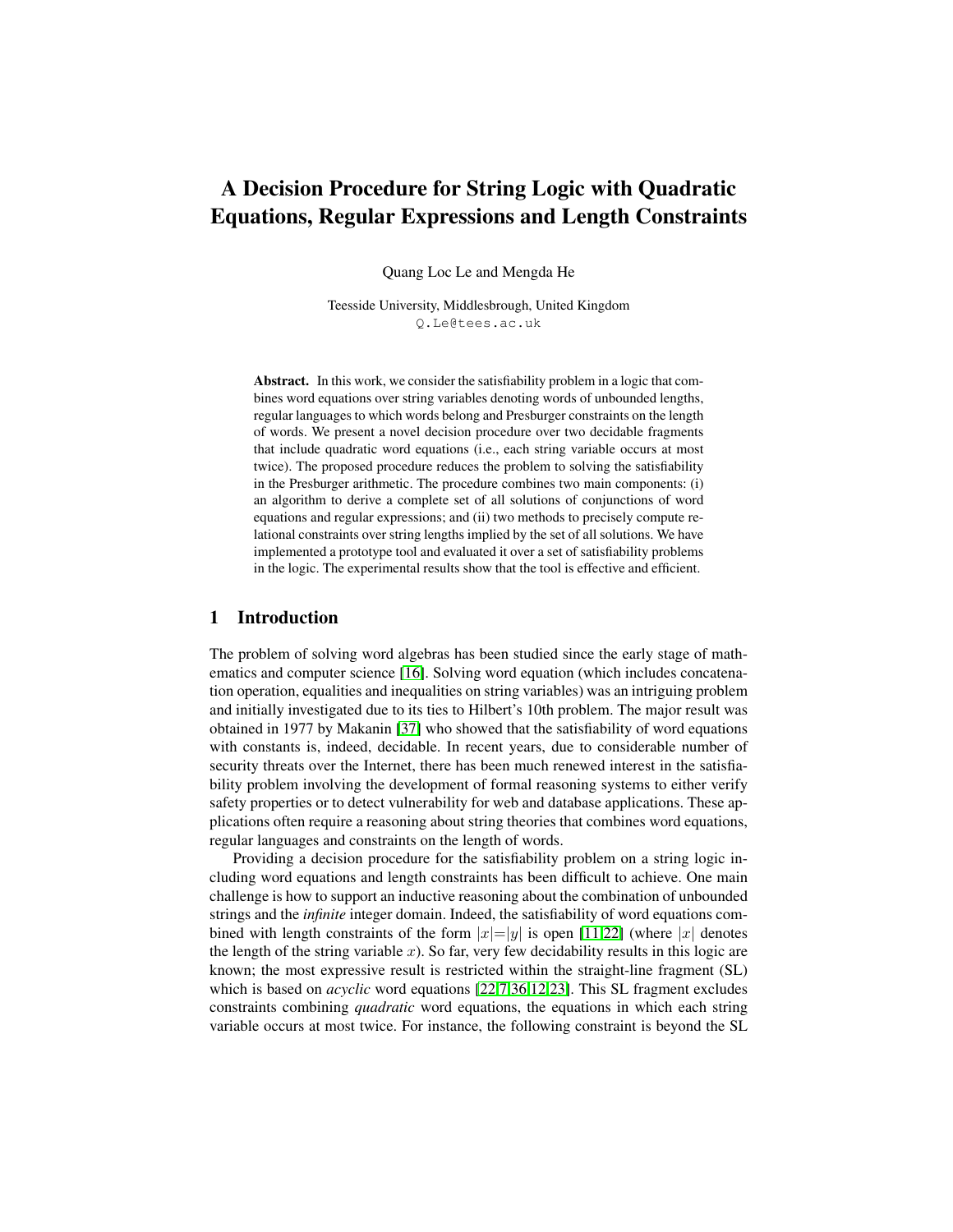# A Decision Procedure for String Logic with Quadratic Equations, Regular Expressions and Length Constraints

Quang Loc Le and Mengda He

Teesside University, Middlesbrough, United Kingdom
Q.Le@tees.ac.uk

**Abstract.** In this work, we consider the satisfiability problem in a logic that combines word equations over string variables denoting words of unbounded lengths, regular languages to which words belong and Presburger constraints on the length of words. We present a novel decision procedure over two decidable fragments that include quadratic word equations (i.e., each string variable occurs at most twice). The proposed procedure reduces the problem to solving the satisfiability in the Presburger arithmetic. The procedure combines two main components: (i) an algorithm to derive a complete set of all solutions of conjunctions of word equations and regular expressions; and (ii) two methods to precisely compute relational constraints over string lengths implied by the set of all solutions. We have implemented a prototype tool and evaluated it over a set of satisfiability problems in the logic. The experimental results show that the tool is effective and efficient.

## 1 Introduction

The problem of solving word algebras has been studied since the early stage of mathematics and computer science [16]. Solving word equation (which includes concatenation operation, equalities and inequalities on string variables) was an intriguing problem and initially investigated due to its ties to Hilbert's 10th problem. The major result was obtained in 1977 by Makanin [37] who showed that the satisfiability of word equations with constants is, indeed, decidable. In recent years, due to considerable number of security threats over the Internet, there has been much renewed interest in the satisfiability problem involving the development of formal reasoning systems to either verify safety properties or to detect vulnerability for web and database applications. These applications often require a reasoning about string theories that combines word equations, regular languages and constraints on the length of words.

Providing a decision procedure for the satisfiability problem on a string logic including word equations and length constraints has been difficult to achieve. One main challenge is how to support an inductive reasoning about the combination of unbounded strings and the *infinite* integer domain. Indeed, the satisfiability of word equations combined with length constraints of the form $|x|{=}|y|$ is open [11,22] (where $|x|$ denotes the length of the string variable $x$). So far, very few decidability results in this logic are known; the most expressive result is restricted within the straight-line fragment (SL) which is based on *acyclic* word equations [22,7,36,12,23]. This SL fragment excludes constraints combining *quadratic* word equations, the equations in which each string variable occurs at most twice. For instance, the following constraint is beyond the SL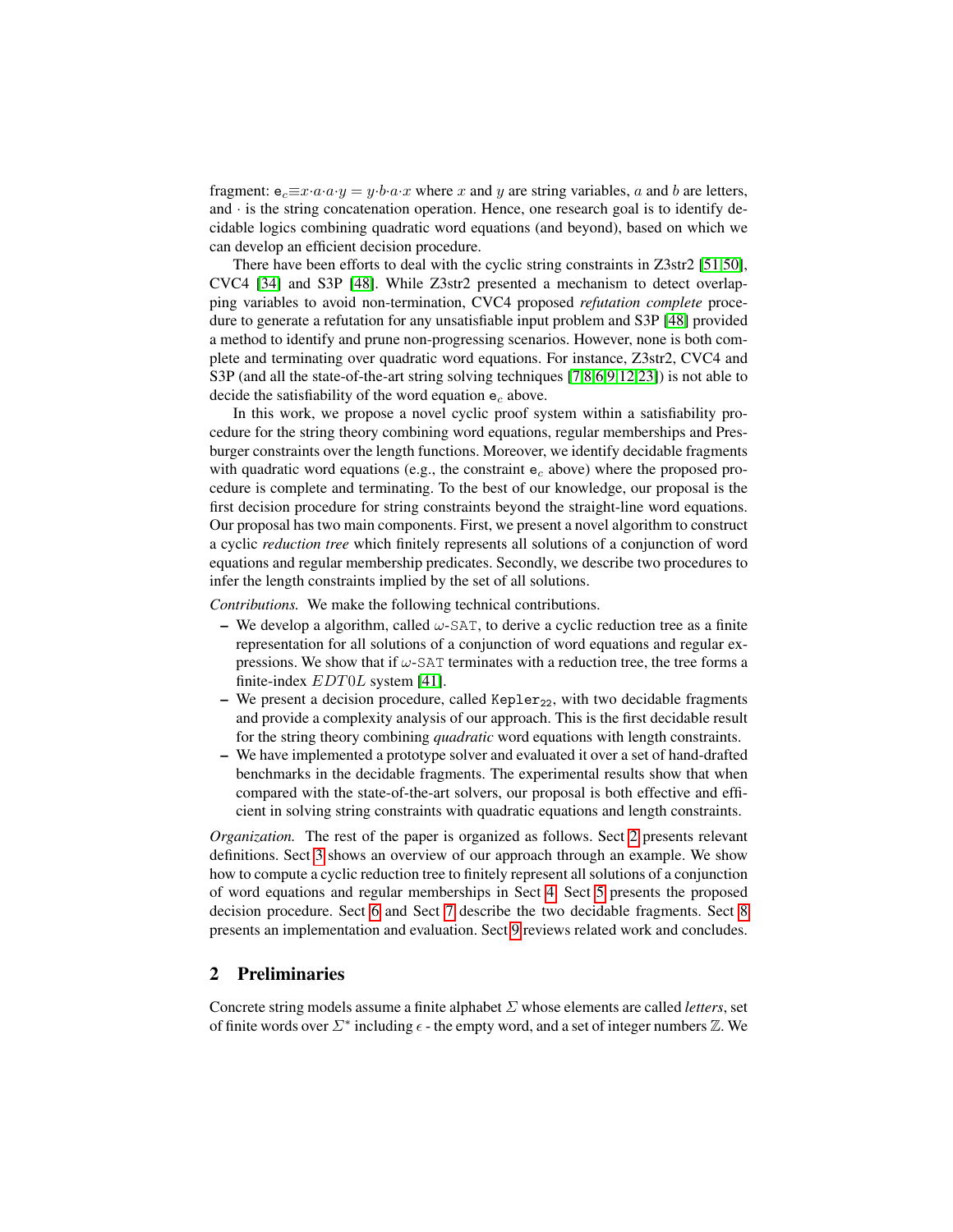fragment: $\mathtt{e}_c \equiv x \cdot a \cdot a \cdot y = y \cdot b \cdot a \cdot x$ where $x$ and $y$ are string variables, $a$ and $b$ are letters, and $\cdot$ is the string concatenation operation. Hence, one research goal is to identify decidable logics combining quadratic word equations (and beyond), based on which we can develop an efficient decision procedure.

There have been efforts to deal with the cyclic string constraints in Z3str2 [51,50], CVC4 [34] and S3P [48]. While Z3str2 presented a mechanism to detect overlapping variables to avoid non-termination, CVC4 proposed *refutation complete* procedure to generate a refutation for any unsatisfiable input problem and S3P [48] provided a method to identify and prune non-progressing scenarios. However, none is both complete and terminating over quadratic word equations. For instance, Z3str2, CVC4 and S3P (and all the state-of-the-art string solving techniques [7,8,6,9,12,23]) is not able to decide the satisfiability of the word equation $\mathtt{e}_c$ above.

In this work, we propose a novel cyclic proof system within a satisfiability procedure for the string theory combining word equations, regular memberships and Presburger constraints over the length functions. Moreover, we identify decidable fragments with quadratic word equations (e.g., the constraint $\mathtt{e}_c$ above) where the proposed procedure is complete and terminating. To the best of our knowledge, our proposal is the first decision procedure for string constraints beyond the straight-line word equations. Our proposal has two main components. First, we present a novel algorithm to construct a cyclic *reduction tree* which finitely represents all solutions of a conjunction of word equations and regular membership predicates. Secondly, we describe two procedures to infer the length constraints implied by the set of all solutions.

*Contributions.* We make the following technical contributions.

- We develop a algorithm, called $\omega$-SAT, to derive a cyclic reduction tree as a finite representation for all solutions of a conjunction of word equations and regular expressions. We show that if $\omega$-SAT terminates with a reduction tree, the tree forms a finite-index $EDT0L$ system [41].
- We present a decision procedure, called $\mathtt{Kepler}_{22}$, with two decidable fragments and provide a complexity analysis of our approach. This is the first decidable result for the string theory combining *quadratic* word equations with length constraints.
- We have implemented a prototype solver and evaluated it over a set of hand-drafted benchmarks in the decidable fragments. The experimental results show that when compared with the state-of-the-art solvers, our proposal is both effective and efficient in solving string constraints with quadratic equations and length constraints.

*Organization.* The rest of the paper is organized as follows. Sect 2 presents relevant definitions. Sect 3 shows an overview of our approach through an example. We show how to compute a cyclic reduction tree to finitely represent all solutions of a conjunction of word equations and regular memberships in Sect 4. Sect 5 presents the proposed decision procedure. Sect 6 and Sect 7 describe the two decidable fragments. Sect 8 presents an implementation and evaluation. Sect 9 reviews related work and concludes.

## 2 Preliminaries

Concrete string models assume a finite alphabet $\Sigma$ whose elements are called *letters*, set of finite words over $\Sigma^*$ including $\epsilon$ - the empty word, and a set of integer numbers $\mathbb{Z}$. We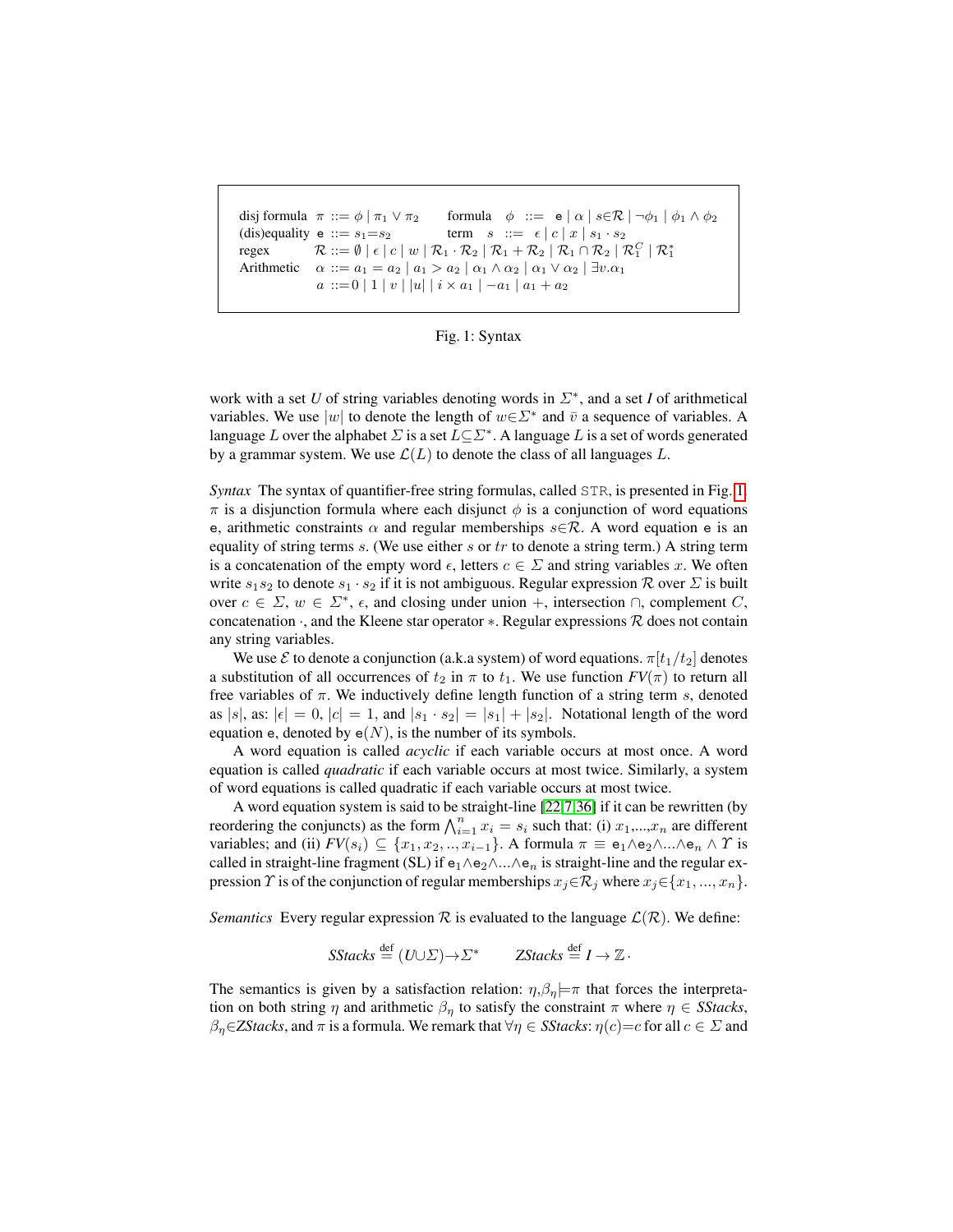| | | | |
|---|---|---|---|
| disj formula | $\pi ::= \phi \mid \pi_1 \vee \pi_2$ | formula | $\phi ::= \mathtt{e} \mid \alpha \mid s{\in}\mathcal{R} \mid \neg\phi_1 \mid \phi_1 \wedge \phi_2$ |
| (dis)equality | $\mathtt{e} ::= s_1{=}s_2$ | term | $s ::= \epsilon \mid c \mid x \mid s_1 \cdot s_2$ |
| regex | $\mathcal{R} ::= \emptyset \mid \epsilon \mid c \mid w \mid \mathcal{R}_1 \cdot \mathcal{R}_2 \mid \mathcal{R}_1 + \mathcal{R}_2 \mid \mathcal{R}_1 \cap \mathcal{R}_2 \mid \mathcal{R}_1^C \mid \mathcal{R}_1^*$ | | |
| Arithmetic | $\alpha ::= a_1 = a_2 \mid a_1 > a_2 \mid \alpha_1 \wedge \alpha_2 \mid \alpha_1 \vee \alpha_2 \mid \exists v.\alpha_1$ | | |
| | $a ::= 0 \mid 1 \mid v \mid \lvert u \rvert \mid i \times a_1 \mid -a_1 \mid a_1 + a_2$ | | |

Fig. 1: Syntax

work with a set $U$ of string variables denoting words in $\Sigma^*$, and a set $I$ of arithmetical variables. We use $|w|$ to denote the length of $w{\in}\Sigma^*$ and $\bar{v}$ a sequence of variables. A language $L$ over the alphabet $\Sigma$ is a set $L{\subseteq}\Sigma^*$. A language $L$ is a set of words generated by a grammar system. We use $\mathcal{L}(L)$ to denote the class of all languages $L$.

*Syntax* The syntax of quantifier-free string formulas, called STR, is presented in Fig. 1. $\pi$ is a disjunction formula where each disjunct $\phi$ is a conjunction of word equations $\mathtt{e}$, arithmetic constraints $\alpha$ and regular memberships $s{\in}\mathcal{R}$. A word equation $\mathtt{e}$ is an equality of string terms $s$. (We use either $s$ or $tr$ to denote a string term.) A string term is a concatenation of the empty word $\epsilon$, letters $c \in \Sigma$ and string variables $x$. We often write $s_1 s_2$ to denote $s_1 \cdot s_2$ if it is not ambiguous. Regular expression $\mathcal{R}$ over $\Sigma$ is built over $c \in \Sigma$, $w \in \Sigma^*$, $\epsilon$, and closing under union $+$, intersection $\cap$, complement $C$, concatenation $\cdot$, and the Kleene star operator $*$. Regular expressions $\mathcal{R}$ does not contain any string variables.

We use $\mathcal{E}$ to denote a conjunction (a.k.a system) of word equations. $\pi[t_1/t_2]$ denotes a substitution of all occurrences of $t_2$ in $\pi$ to $t_1$. We use function $FV(\pi)$ to return all free variables of $\pi$. We inductively define length function of a string term $s$, denoted as $|s|$, as: $|\epsilon| = 0$, $|c| = 1$, and $|s_1 \cdot s_2| = |s_1| + |s_2|$. Notational length of the word equation $\mathtt{e}$, denoted by $\mathtt{e}(N)$, is the number of its symbols.

A word equation is called *acyclic* if each variable occurs at most once. A word equation is called *quadratic* if each variable occurs at most twice. Similarly, a system of word equations is called quadratic if each variable occurs at most twice.

A word equation system is said to be straight-line [22,7,36] if it can be rewritten (by reordering the conjuncts) as the form $\bigwedge_{i=1}^{n} x_i = s_i$ such that: (i) $x_1,...,x_n$ are different variables; and (ii) $FV(s_i) \subseteq \{x_1, x_2, .., x_{i-1}\}$. A formula $\pi \equiv \mathtt{e}_1{\wedge}\mathtt{e}_2{\wedge}...{\wedge}\mathtt{e}_n \wedge \Upsilon$ is called in straight-line fragment (SL) if $\mathtt{e}_1{\wedge}\mathtt{e}_2{\wedge}...{\wedge}\mathtt{e}_n$ is straight-line and the regular expression $\Upsilon$ is of the conjunction of regular memberships $x_j{\in}\mathcal{R}_j$ where $x_j{\in}\{x_1, ..., x_n\}$.

*Semantics* Every regular expression $\mathcal{R}$ is evaluated to the language $\mathcal{L}(\mathcal{R})$. We define:

$$SStacks \overset{\text{def}}{=} (U{\cup}\Sigma){\to}\Sigma^* \qquad ZStacks \overset{\text{def}}{=} I \to \mathbb{Z}\cdot$$

The semantics is given by a satisfaction relation: $\eta,\beta_\eta{\models}\pi$ that forces the interpretation on both string $\eta$ and arithmetic $\beta_\eta$ to satisfy the constraint $\pi$ where $\eta \in SStacks$, $\beta_\eta{\in}ZStacks$, and $\pi$ is a formula. We remark that $\forall \eta \in SStacks$: $\eta(c){=}c$ for all $c \in \Sigma$ and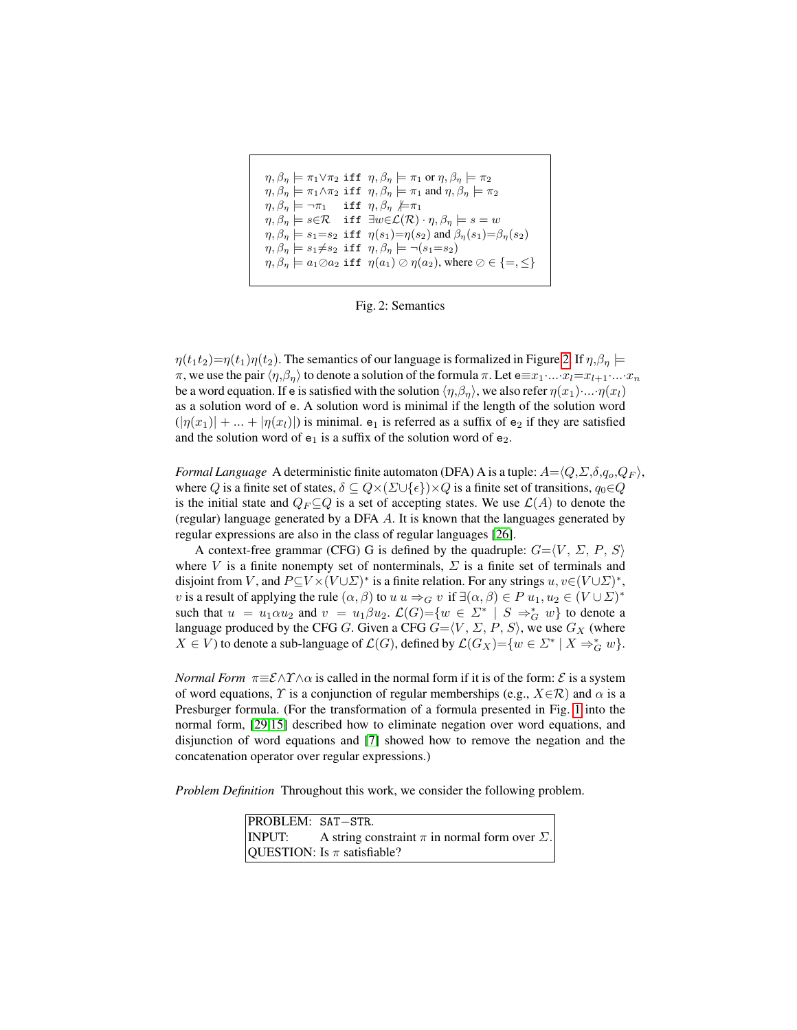$$
\begin{array}{lll}
\eta, \beta_\eta \models \pi_1 \vee \pi_2 & \texttt{iff} & \eta, \beta_\eta \models \pi_1 \text{ or } \eta, \beta_\eta \models \pi_2 \\
\eta, \beta_\eta \models \pi_1 \wedge \pi_2 & \texttt{iff} & \eta, \beta_\eta \models \pi_1 \text{ and } \eta, \beta_\eta \models \pi_2 \\
\eta, \beta_\eta \models \neg \pi_1 & \texttt{iff} & \eta, \beta_\eta \not\models \pi_1 \\
\eta, \beta_\eta \models s \in \mathcal{R} & \texttt{iff} & \exists w \in \mathcal{L}(\mathcal{R}) \cdot \eta, \beta_\eta \models s = w \\
\eta, \beta_\eta \models s_1 = s_2 & \texttt{iff} & \eta(s_1) = \eta(s_2) \text{ and } \beta_\eta(s_1) = \beta_\eta(s_2) \\
\eta, \beta_\eta \models s_1 \neq s_2 & \texttt{iff} & \eta, \beta_\eta \models \neg(s_1 = s_2) \\
\eta, \beta_\eta \models a_1 \oslash a_2 & \texttt{iff} & \eta(a_1) \oslash \eta(a_2), \text{ where } \oslash \in \{=, \leq\}
\end{array}
$$

Fig. 2: Semantics

$\eta(t_1 t_2) = \eta(t_1)\eta(t_2)$. The semantics of our language is formalized in Figure 2. If $\eta, \beta_\eta \models \pi$, we use the pair $\langle \eta, \beta_\eta \rangle$ to denote a solution of the formula $\pi$. Let $\mathtt{e} \equiv x_1 \cdot \ldots \cdot x_l = x_{l+1} \cdot \ldots \cdot x_n$ be a word equation. If $\mathtt{e}$ is satisfied with the solution $\langle \eta, \beta_\eta \rangle$, we also refer $\eta(x_1) \cdot \ldots \cdot \eta(x_l)$ as a solution word of $\mathtt{e}$. A solution word is minimal if the length of the solution word $(|\eta(x_1)| + \ldots + |\eta(x_l)|)$ is minimal. $\mathtt{e}_1$ is referred as a suffix of $\mathtt{e}_2$ if they are satisfied and the solution word of $\mathtt{e}_1$ is a suffix of the solution word of $\mathtt{e}_2$.

*Formal Language* A deterministic finite automaton (DFA) A is a tuple: $A = \langle Q, \Sigma, \delta, q_o, Q_F \rangle$, where $Q$ is a finite set of states, $\delta \subseteq Q \times (\Sigma \cup \{\epsilon\}) \times Q$ is a finite set of transitions, $q_0 \in Q$ is the initial state and $Q_F \subseteq Q$ is a set of accepting states. We use $\mathcal{L}(A)$ to denote the (regular) language generated by a DFA $A$. It is known that the languages generated by regular expressions are also in the class of regular languages [26].

A context-free grammar (CFG) G is defined by the quadruple: $G = \langle V, \Sigma, P, S \rangle$ where $V$ is a finite nonempty set of nonterminals, $\Sigma$ is a finite set of terminals and disjoint from $V$, and $P \subseteq V \times (V \cup \Sigma)^*$ is a finite relation. For any strings $u, v \in (V \cup \Sigma)^*$, $v$ is a result of applying the rule $(\alpha, \beta)$ to $u$ $u \Rightarrow_G v$ if $\exists (\alpha, \beta) \in P$ $u_1, u_2 \in (V \cup \Sigma)^*$ such that $u = u_1 \alpha u_2$ and $v = u_1 \beta u_2$. $\mathcal{L}(G) = \{w \in \Sigma^* \mid S \Rightarrow_G^* w\}$ to denote a language produced by the CFG $G$. Given a CFG $G = \langle V, \Sigma, P, S \rangle$, we use $G_X$ (where $X \in V$) to denote a sub-language of $\mathcal{L}(G)$, defined by $\mathcal{L}(G_X) = \{w \in \Sigma^* \mid X \Rightarrow_G^* w\}$.

*Normal Form* $\pi \equiv \mathcal{E} \wedge \Upsilon \wedge \alpha$ is called in the normal form if it is of the form: $\mathcal{E}$ is a system of word equations, $\Upsilon$ is a conjunction of regular memberships (e.g., $X \in \mathcal{R}$) and $\alpha$ is a Presburger formula. (For the transformation of a formula presented in Fig. 1 into the normal form, [29,15] described how to eliminate negation over word equations, and disjunction of word equations and [7] showed how to remove the negation and the concatenation operator over regular expressions.)

*Problem Definition* Throughout this work, we consider the following problem.

| | |
|---|---|
| PROBLEM: | SAT−STR. |
| INPUT: | A string constraint $\pi$ in normal form over $\Sigma$. |
| QUESTION: | Is $\pi$ satisfiable? |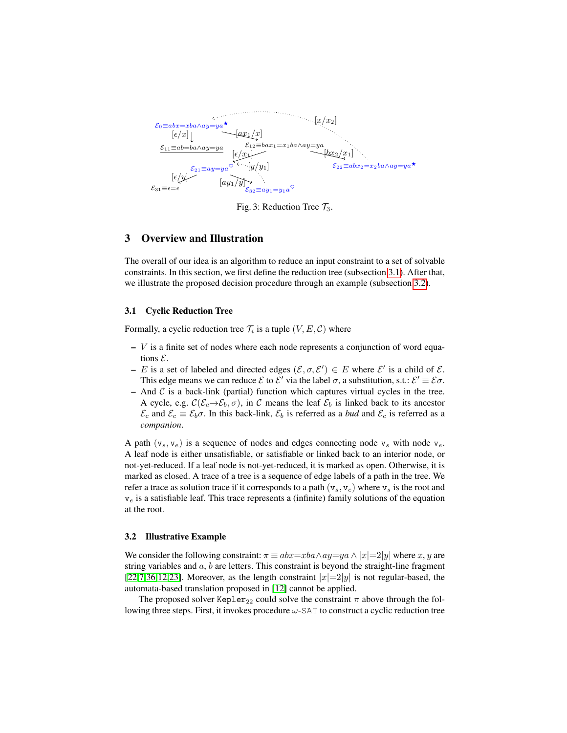Fig. 3: Reduction Tree $\mathcal{T}_3$.

## 3 Overview and Illustration

The overall of our idea is an algorithm to reduce an input constraint to a set of solvable constraints. In this section, we first define the reduction tree (subsection 3.1). After that, we illustrate the proposed decision procedure through an example (subsection 3.2).

### 3.1 Cyclic Reduction Tree

Formally, a cyclic reduction tree $\mathcal{T}_i$ is a tuple $(V, E, \mathcal{C})$ where

- $V$ is a finite set of nodes where each node represents a conjunction of word equations $\mathcal{E}$.
- $E$ is a set of labeled and directed edges $(\mathcal{E}, \sigma, \mathcal{E}') \in E$ where $\mathcal{E}'$ is a child of $\mathcal{E}$. This edge means we can reduce $\mathcal{E}$ to $\mathcal{E}'$ via the label $\sigma$, a substitution, s.t.: $\mathcal{E}' \equiv \mathcal{E}\sigma$.
- And $\mathcal{C}$ is a back-link (partial) function which captures virtual cycles in the tree. A cycle, e.g. $\mathcal{C}(\mathcal{E}_c \to \mathcal{E}_b, \sigma)$, in $\mathcal{C}$ means the leaf $\mathcal{E}_b$ is linked back to its ancestor $\mathcal{E}_c$ and $\mathcal{E}_c \equiv \mathcal{E}_b\sigma$. In this back-link, $\mathcal{E}_b$ is referred as a *bud* and $\mathcal{E}_c$ is referred as a *companion*.

A path $(\mathtt{v}_s, \mathtt{v}_e)$ is a sequence of nodes and edges connecting node $\mathtt{v}_s$ with node $\mathtt{v}_e$. A leaf node is either unsatisfiable, or satisfiable or linked back to an interior node, or not-yet-reduced. If a leaf node is not-yet-reduced, it is marked as open. Otherwise, it is marked as closed. A trace of a tree is a sequence of edge labels of a path in the tree. We refer a trace as solution trace if it corresponds to a path $(\mathtt{v}_s, \mathtt{v}_e)$ where $\mathtt{v}_s$ is the root and $\mathtt{v}_e$ is a satisfiable leaf. This trace represents a (infinite) family solutions of the equation at the root.

### 3.2 Illustrative Example

We consider the following constraint: $\pi \equiv abx{=}xba \wedge ay{=}ya \wedge |x|{=}2|y|$ where $x, y$ are string variables and $a, b$ are letters. This constraint is beyond the straight-line fragment [22,7,36,12,23]. Moreover, as the length constraint $|x|{=}2|y|$ is not regular-based, the automata-based translation proposed in [12] cannot be applied.

The proposed solver $\mathtt{Kepler_{22}}$ could solve the constraint $\pi$ above through the following three steps. First, it invokes procedure $\omega$-$\mathtt{SAT}$ to construct a cyclic reduction tree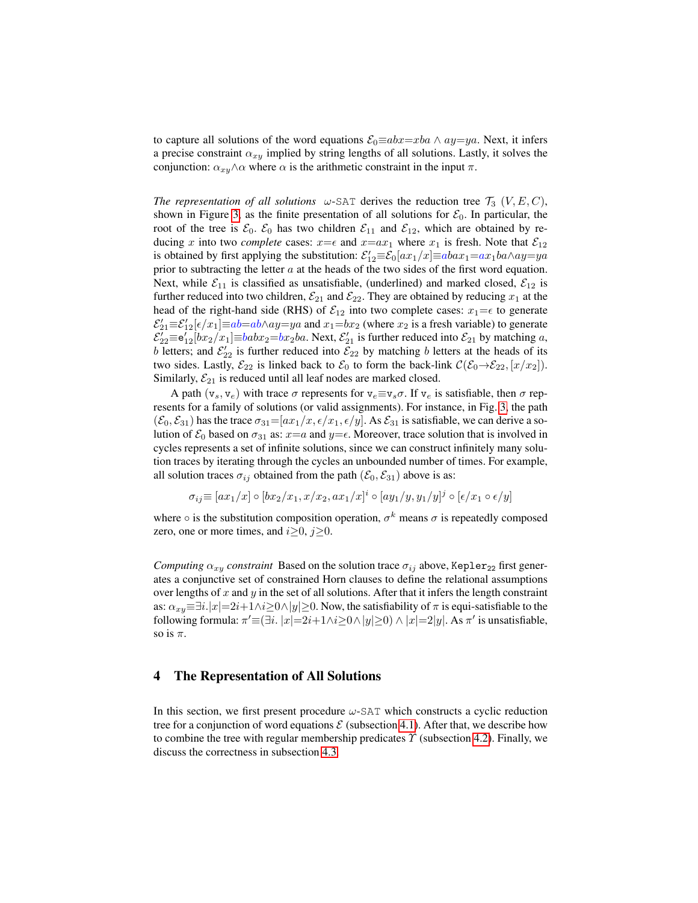to capture all solutions of the word equations $\mathcal{E}_0 \equiv abx{=}xba \wedge ay{=}ya$. Next, it infers a precise constraint $\alpha_{xy}$ implied by string lengths of all solutions. Lastly, it solves the conjunction: $\alpha_{xy} \wedge \alpha$ where $\alpha$ is the arithmetic constraint in the input $\pi$.

*The representation of all solutions* $\omega$-SAT derives the reduction tree $\mathcal{T}_3$ $(V, E, C)$, shown in Figure 3, as the finite presentation of all solutions for $\mathcal{E}_0$. In particular, the root of the tree is $\mathcal{E}_0$. $\mathcal{E}_0$ has two children $\mathcal{E}_{11}$ and $\mathcal{E}_{12}$, which are obtained by reducing $x$ into two *complete* cases: $x{=}\epsilon$ and $x{=}ax_1$ where $x_1$ is fresh. Note that $\mathcal{E}_{12}$ is obtained by first applying the substitution: $\mathcal{E}_{12}' \equiv \mathcal{E}_0[ax_1/x] \equiv abax_1{=}ax_1ba \wedge ay{=}ya$ prior to subtracting the letter $a$ at the heads of the two sides of the first word equation. Next, while $\mathcal{E}_{11}$ is classified as unsatisfiable, (underlined) and marked closed, $\mathcal{E}_{12}$ is further reduced into two children, $\mathcal{E}_{21}$ and $\mathcal{E}_{22}$. They are obtained by reducing $x_1$ at the head of the right-hand side (RHS) of $\mathcal{E}_{12}$ into two complete cases: $x_1{=}\epsilon$ to generate $\mathcal{E}_{21}' \equiv \mathcal{E}_{12}'[\epsilon/x_1] \equiv ab{=}ab \wedge ay{=}ya$ and $x_1{=}bx_2$ (where $x_2$ is a fresh variable) to generate $\mathcal{E}_{22}' \equiv \mathtt{e}_{12}'[bx_2/x_1] \equiv babx_2{=}bx_2ba$. Next, $\mathcal{E}_{21}'$ is further reduced into $\mathcal{E}_{21}$ by matching $a$, $b$ letters; and $\mathcal{E}_{22}'$ is further reduced into $\mathcal{E}_{22}$ by matching $b$ letters at the heads of its two sides. Lastly, $\mathcal{E}_{22}$ is linked back to $\mathcal{E}_0$ to form the back-link $\mathcal{C}(\mathcal{E}_0 {\rightarrow} \mathcal{E}_{22}, [x/x_2])$. Similarly, $\mathcal{E}_{21}$ is reduced until all leaf nodes are marked closed.

A path $(\mathtt{v}_s, \mathtt{v}_e)$ with trace $\sigma$ represents for $\mathtt{v}_e \equiv \mathtt{v}_s\sigma$. If $\mathtt{v}_e$ is satisfiable, then $\sigma$ represents for a family of solutions (or valid assignments). For instance, in Fig. 3, the path $(\mathcal{E}_0, \mathcal{E}_{31})$ has the trace $\sigma_{31}{=}[ax_1/x, \epsilon/x_1, \epsilon/y]$. As $\mathcal{E}_{31}$ is satisfiable, we can derive a solution of $\mathcal{E}_0$ based on $\sigma_{31}$ as: $x{=}a$ and $y{=}\epsilon$. Moreover, trace solution that is involved in cycles represents a set of infinite solutions, since we can construct infinitely many solution traces by iterating through the cycles an unbounded number of times. For example, all solution traces $\sigma_{ij}$ obtained from the path $(\mathcal{E}_0, \mathcal{E}_{31})$ above is as:

$$\sigma_{ij} \equiv [ax_1/x] \circ [bx_2/x_1, x/x_2, ax_1/x]^i \circ [ay_1/y, y_1/y]^j \circ [\epsilon/x_1 \circ \epsilon/y]$$

where $\circ$ is the substitution composition operation, $\sigma^k$ means $\sigma$ is repeatedly composed zero, one or more times, and $i{\geq}0$, $j{\geq}0$.

*Computing $\alpha_{xy}$ constraint* Based on the solution trace $\sigma_{ij}$ above, $\mathtt{Kepler_{22}}$ first generates a conjunctive set of constrained Horn clauses to define the relational assumptions over lengths of $x$ and $y$ in the set of all solutions. After that it infers the length constraint as: $\alpha_{xy} \equiv \exists i. |x|{=}2i{+}1 \wedge i{\geq}0 \wedge |y|{\geq}0$. Now, the satisfiability of $\pi$ is equi-satisfiable to the following formula: $\pi' \equiv (\exists i.\ |x|{=}2i{+}1 \wedge i{\geq}0 \wedge |y|{\geq}0) \wedge |x|{=}2|y|$. As $\pi'$ is unsatisfiable, so is $\pi$.

## 4 The Representation of All Solutions

In this section, we first present procedure $\omega$-SAT which constructs a cyclic reduction tree for a conjunction of word equations $\mathcal{E}$ (subsection 4.1). After that, we describe how to combine the tree with regular membership predicates $\Upsilon$ (subsection 4.2). Finally, we discuss the correctness in subsection 4.3.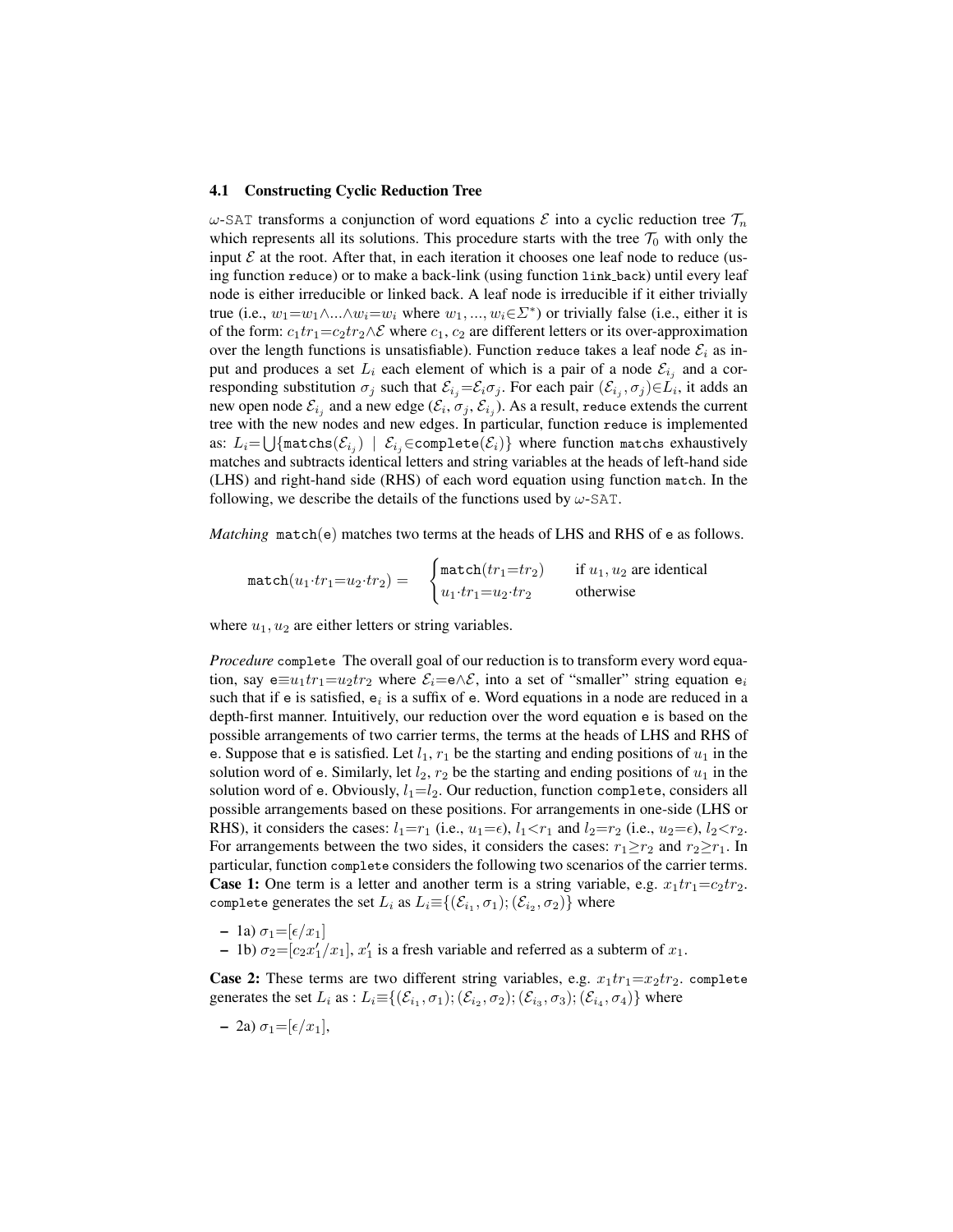### 4.1 Constructing Cyclic Reduction Tree

$\omega$-SAT transforms a conjunction of word equations $\mathcal{E}$ into a cyclic reduction tree $\mathcal{T}_n$ which represents all its solutions. This procedure starts with the tree $\mathcal{T}_0$ with only the input $\mathcal{E}$ at the root. After that, in each iteration it chooses one leaf node to reduce (using function `reduce`) or to make a back-link (using function `link_back`) until every leaf node is either irreducible or linked back. A leaf node is irreducible if it either trivially true (i.e., $w_1{=}w_1 \wedge ... \wedge w_i{=}w_i$ where $w_1, ..., w_i {\in} \Sigma^*$) or trivially false (i.e., either it is of the form: $c_1 tr_1{=}c_2 tr_2 {\wedge} \mathcal{E}$ where $c_1$, $c_2$ are different letters or its over-approximation over the length functions is unsatisfiable). Function `reduce` takes a leaf node $\mathcal{E}_i$ as input and produces a set $L_i$ each element of which is a pair of a node $\mathcal{E}_{i_j}$ and a corresponding substitution $\sigma_j$ such that $\mathcal{E}_{i_j}{=}\mathcal{E}_i \sigma_j$. For each pair $(\mathcal{E}_{i_j}, \sigma_j){\in} L_i$, it adds an new open node $\mathcal{E}_{i_j}$ and a new edge $(\mathcal{E}_i, \sigma_j, \mathcal{E}_{i_j})$. As a result, `reduce` extends the current tree with the new nodes and new edges. In particular, function `reduce` is implemented as: $L_i{=}\bigcup\{\texttt{matchs}(\mathcal{E}_{i_j}) \mid \mathcal{E}_{i_j}{\in}\texttt{complete}(\mathcal{E}_i)\}$ where function `matchs` exhaustively matches and subtracts identical letters and string variables at the heads of left-hand side (LHS) and right-hand side (RHS) of each word equation using function `match`. In the following, we describe the details of the functions used by $\omega$-SAT.

*Matching* `match(e)` matches two terms at the heads of LHS and RHS of `e` as follows.

$$\texttt{match}(u_1{\cdot}tr_1{=}u_2{\cdot}tr_2) = \begin{cases} \texttt{match}(tr_1{=}tr_2) & \text{if } u_1, u_2 \text{ are identical} \\ u_1{\cdot}tr_1{=}u_2{\cdot}tr_2 & \text{otherwise} \end{cases}$$

where $u_1, u_2$ are either letters or string variables.

*Procedure* `complete` The overall goal of our reduction is to transform every word equation, say $\texttt{e}{\equiv}u_1 tr_1{=}u_2 tr_2$ where $\mathcal{E}_i{=}\texttt{e}{\wedge}\mathcal{E}$, into a set of "smaller" string equation $\texttt{e}_i$ such that if `e` is satisfied, $\texttt{e}_i$ is a suffix of `e`. Word equations in a node are reduced in a depth-first manner. Intuitively, our reduction over the word equation `e` is based on the possible arrangements of two carrier terms, the terms at the heads of LHS and RHS of `e`. Suppose that `e` is satisfied. Let $l_1$, $r_1$ be the starting and ending positions of $u_1$ in the solution word of `e`. Similarly, let $l_2$, $r_2$ be the starting and ending positions of $u_1$ in the solution word of `e`. Obviously, $l_1{=}l_2$. Our reduction, function `complete`, considers all possible arrangements based on these positions. For arrangements in one-side (LHS or RHS), it considers the cases: $l_1{=}r_1$ (i.e., $u_1{=}\epsilon$), $l_1{<}r_1$ and $l_2{=}r_2$ (i.e., $u_2{=}\epsilon$), $l_2{<}r_2$. For arrangements between the two sides, it considers the cases: $r_1{\geq}r_2$ and $r_2{\geq}r_1$. In particular, function `complete` considers the following two scenarios of the carrier terms.

**Case 1:** One term is a letter and another term is a string variable, e.g. $x_1 tr_1{=}c_2 tr_2$. `complete` generates the set $L_i$ as $L_i{\equiv}\{(\mathcal{E}_{i_1}, \sigma_1); (\mathcal{E}_{i_2}, \sigma_2)\}$ where

- 1a) $\sigma_1{=}[\epsilon/x_1]$
- 1b) $\sigma_2{=}[c_2 x_1'/x_1]$, $x_1'$ is a fresh variable and referred as a subterm of $x_1$.

**Case 2:** These terms are two different string variables, e.g. $x_1 tr_1{=}x_2 tr_2$. `complete` generates the set $L_i$ as : $L_i{\equiv}\{(\mathcal{E}_{i_1}, \sigma_1); (\mathcal{E}_{i_2}, \sigma_2); (\mathcal{E}_{i_3}, \sigma_3); (\mathcal{E}_{i_4}, \sigma_4)\}$ where

- 2a) $\sigma_1{=}[\epsilon/x_1]$,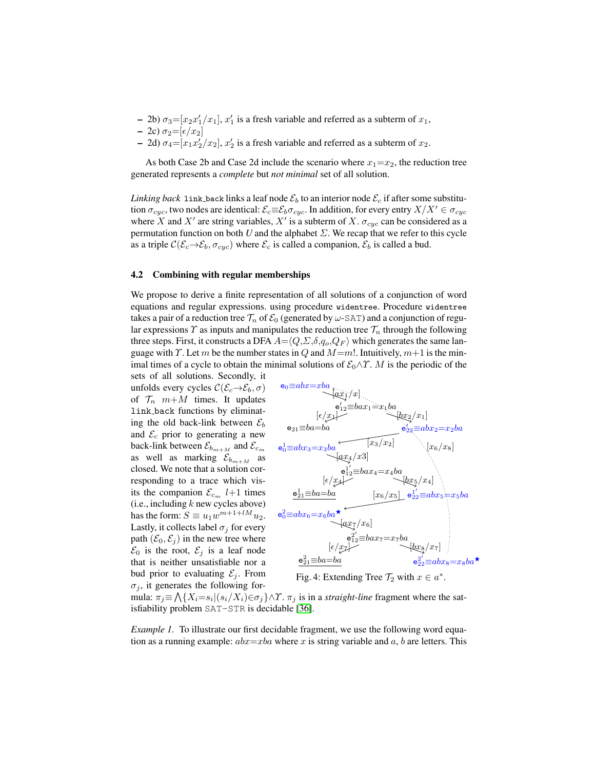– 2b) $\sigma_3$=$[x_2x_1'/x_1]$, $x_1'$ is a fresh variable and referred as a subterm of $x_1$,
– 2c) $\sigma_2$=$[\epsilon/x_2]$
– 2d) $\sigma_4$=$[x_1x_2'/x_2]$, $x_2'$ is a fresh variable and referred as a subterm of $x_2$.

As both Case 2b and Case 2d include the scenario where $x_1$=$x_2$, the reduction tree generated represents a *complete* but *not minimal* set of all solution.

*Linking back* `link_back` links a leaf node $\mathcal{E}_b$ to an interior node $\mathcal{E}_c$ if after some substitution $\sigma_{cyc}$, two nodes are identical: $\mathcal{E}_c \equiv \mathcal{E}_b\sigma_{cyc}$. In addition, for every entry $X/X' \in \sigma_{cyc}$ where $X$ and $X'$ are string variables, $X'$ is a subterm of $X$. $\sigma_{cyc}$ can be considered as a permutation function on both $U$ and the alphabet $\Sigma$. We recap that we refer to this cycle as a triple $\mathcal{C}(\mathcal{E}_c{\rightarrow}\mathcal{E}_b, \sigma_{cyc})$ where $\mathcal{E}_c$ is called a companion, $\mathcal{E}_b$ is called a bud.

### 4.2 Combining with regular memberships

We propose to derive a finite representation of all solutions of a conjunction of word equations and regular expressions. using procedure `widentree`. Procedure `widentree` takes a pair of a reduction tree $\mathcal{T}_n$ of $\mathcal{E}_0$ (generated by $\omega$-SAT) and a conjunction of regular expressions $\Upsilon$ as inputs and manipulates the reduction tree $\mathcal{T}_n$ through the following three steps. First, it constructs a DFA $A$=$\langle Q$,$\Sigma$,$\delta$,$q_o$,$Q_F\rangle$ which generates the same language with $\Upsilon$. Let $m$ be the number states in $Q$ and $M$=$m!$. Intuitively, $m$+1 is the minimal times of a cycle to obtain the minimal solutions of $\mathcal{E}_0 \wedge \Upsilon$. $M$ is the periodic of the sets of all solutions. Secondly, it unfolds every cycles $\mathcal{C}(\mathcal{E}_c{\rightarrow}\mathcal{E}_b, \sigma)$ of $\mathcal{T}_n$ $m$+$M$ times. It updates `link_back` functions by eliminating the old back-link between $\mathcal{E}_b$ and $\mathcal{E}_c$ prior to generating a new back-link between $\mathcal{E}_{b_{m+M}}$ and $\mathcal{E}_{c_m}$ as well as marking $\mathcal{E}_{b_{m+M}}$ as closed. We note that a solution corresponding to a trace which visits the companion $\mathcal{E}_{c_m}$ $l$+1 times (i.e., including $k$ new cycles above) has the form: $S \equiv u_1 w^{m+1+lM} u_2$. Lastly, it collects label $\sigma_j$ for every path $(\mathcal{E}_0, \mathcal{E}_j)$ in the new tree where $\mathcal{E}_0$ is the root, $\mathcal{E}_j$ is a leaf node that is neither unsatisfiable nor a bud prior to evaluating $\mathcal{E}_j$. From $\sigma_j$, it generates the following formula: $\pi_j \equiv \bigwedge\{X_i{=}s_i | (s_i/X_i){\in}\sigma_j\} {\wedge} \Upsilon$. $\pi_j$ is in a *straight-line* fragment where the satisfiability problem SAT-STR is decidable [36].

Fig. 4: Extending Tree $\mathcal{T}_2$ with $x \in a^*$.

*Example 1.* To illustrate our first decidable fragment, we use the following word equation as a running example: $abx$=$xba$ where $x$ is string variable and $a$, $b$ are letters. This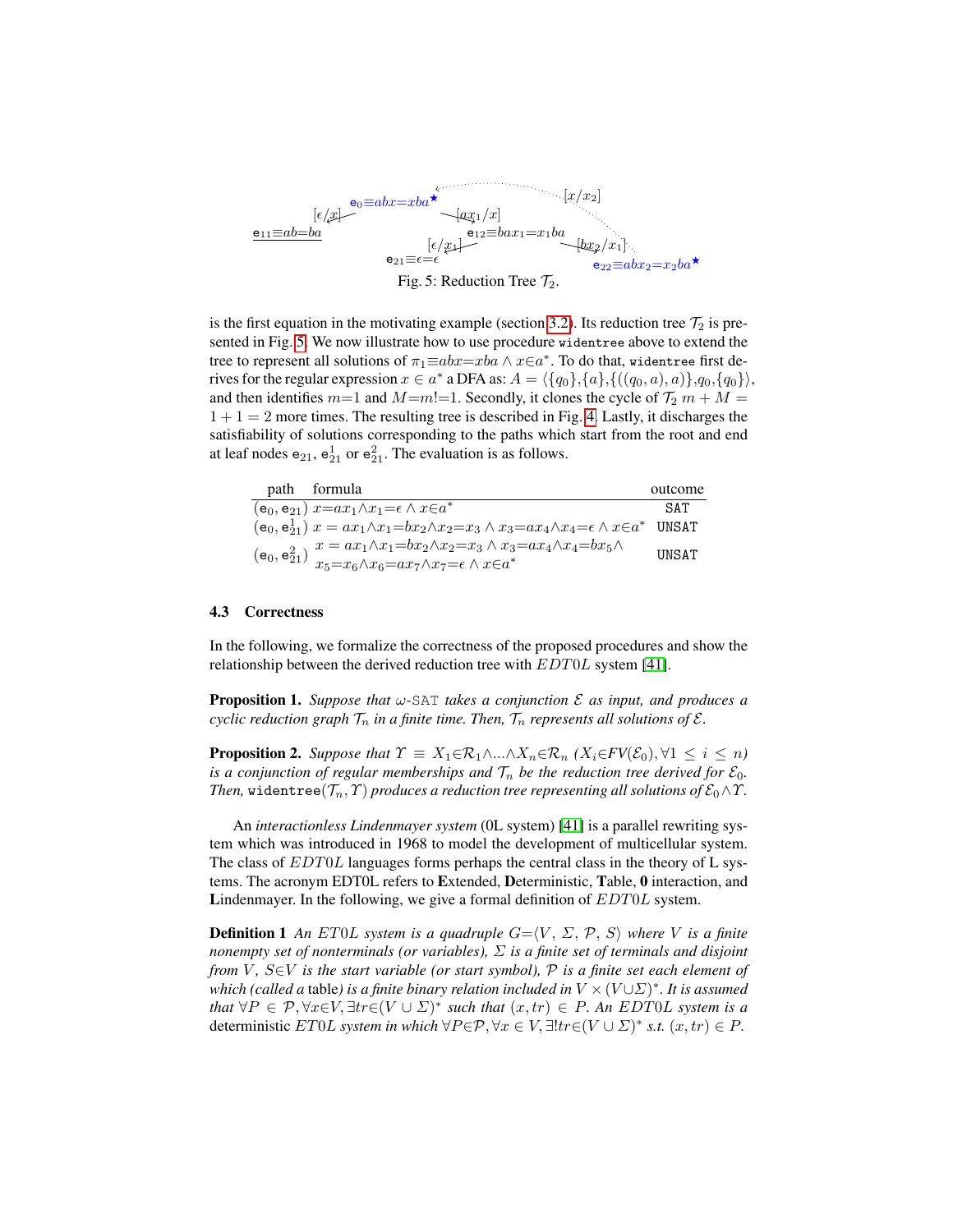$\mathsf{e}_0 \equiv abx = xba^\star$ $[x/x_2]$ $[\epsilon/x]$ $[ax_1/x]$ $\mathsf{e}_{11} \equiv ab = ba$ $\mathsf{e}_{12} \equiv bax_1 = x_1ba$ $[\epsilon/x_1]$ $[bx_2/x_1]$ $\mathsf{e}_{21} \equiv \epsilon = \epsilon$ $\mathsf{e}_{22} \equiv abx_2 = x_2ba^\star$

Fig. 5: Reduction Tree $\mathcal{T}_2$.

is the first equation in the motivating example (section 3.2). Its reduction tree $\mathcal{T}_2$ is presented in Fig. 5. We now illustrate how to use procedure `widentree` above to extend the tree to represent all solutions of $\pi_1 \equiv abx = xba \wedge x \in a^*$. To do that, `widentree` first derives for the regular expression $x \in a^*$ a DFA as: $A = \langle \{q_0\}, \{a\}, \{((q_0, a), a)\}, q_0, \{q_0\} \rangle$, and then identifies $m$=1 and $M$=$m$!=1. Secondly, it clones the cycle of $\mathcal{T}_2$ $m + M = 1 + 1 = 2$ more times. The resulting tree is described in Fig. 4. Lastly, it discharges the satisfiability of solutions corresponding to the paths which start from the root and end at leaf nodes $\mathsf{e}_{21}$, $\mathsf{e}_{21}^1$ or $\mathsf{e}_{21}^2$. The evaluation is as follows.

| path | formula | outcome |
|---|---|---|
| $(\mathsf{e}_0, \mathsf{e}_{21})$ | $x{=}ax_1 \wedge x_1{=}\epsilon \wedge x{\in}a^*$ | SAT |
| $(\mathsf{e}_0, \mathsf{e}_{21}^1)$ | $x = ax_1 \wedge x_1{=}bx_2 \wedge x_2{=}x_3 \wedge x_3{=}ax_4 \wedge x_4{=}\epsilon \wedge x{\in}a^*$ | UNSAT |
| $(\mathsf{e}_0, \mathsf{e}_{21}^2)$ | $x = ax_1 \wedge x_1{=}bx_2 \wedge x_2{=}x_3 \wedge x_3{=}ax_4 \wedge x_4{=}bx_5 \wedge$ $x_5{=}x_6 \wedge x_6{=}ax_7 \wedge x_7{=}\epsilon \wedge x{\in}a^*$ | UNSAT |

### 4.3 Correctness

In the following, we formalize the correctness of the proposed procedures and show the relationship between the derived reduction tree with $EDT0L$ system [41].

**Proposition 1.** *Suppose that* $\omega$-SAT *takes a conjunction* $\mathcal{E}$ *as input, and produces a cyclic reduction graph* $\mathcal{T}_n$ *in a finite time. Then,* $\mathcal{T}_n$ *represents all solutions of* $\mathcal{E}$.

**Proposition 2.** *Suppose that* $\Upsilon \equiv X_1{\in}\mathcal{R}_1 \wedge ... \wedge X_n{\in}\mathcal{R}_n$ $(X_i{\in}FV(\mathcal{E}_0), \forall 1 \leq i \leq n)$ *is a conjunction of regular memberships and* $\mathcal{T}_n$ *be the reduction tree derived for* $\mathcal{E}_0$. *Then,* `widentree`$(\mathcal{T}_n, \Upsilon)$ *produces a reduction tree representing all solutions of* $\mathcal{E}_0 \wedge \Upsilon$.

An *interactionless Lindenmayer system* (0L system) [41] is a parallel rewriting system which was introduced in 1968 to model the development of multicellular system. The class of $EDT0L$ languages forms perhaps the central class in the theory of L systems. The acronym EDT0L refers to **E**xtended, **D**eterministic, **T**able, **0** interaction, and **L**indenmayer. In the following, we give a formal definition of $EDT0L$ system.

**Definition 1** *An* $ET0L$ *system is a quadruple* $G{=}\langle V, \Sigma, \mathcal{P}, S \rangle$ *where* $V$ *is a finite nonempty set of nonterminals (or variables),* $\Sigma$ *is a finite set of terminals and disjoint from* $V$, $S{\in}V$ *is the start variable (or start symbol),* $\mathcal{P}$ *is a finite set each element of which (called a* table*) is a finite binary relation included in* $V \times (V{\cup}\Sigma)^*$. *It is assumed that* $\forall P \in \mathcal{P}, \forall x{\in}V, \exists tr{\in}(V \cup \Sigma)^*$ *such that* $(x, tr) \in P$. *An* $EDT0L$ *system is a* deterministic $ET0L$ *system in which* $\forall P{\in}\mathcal{P}, \forall x \in V, \exists! tr{\in}(V \cup \Sigma)^*$ *s.t.* $(x, tr) \in P$.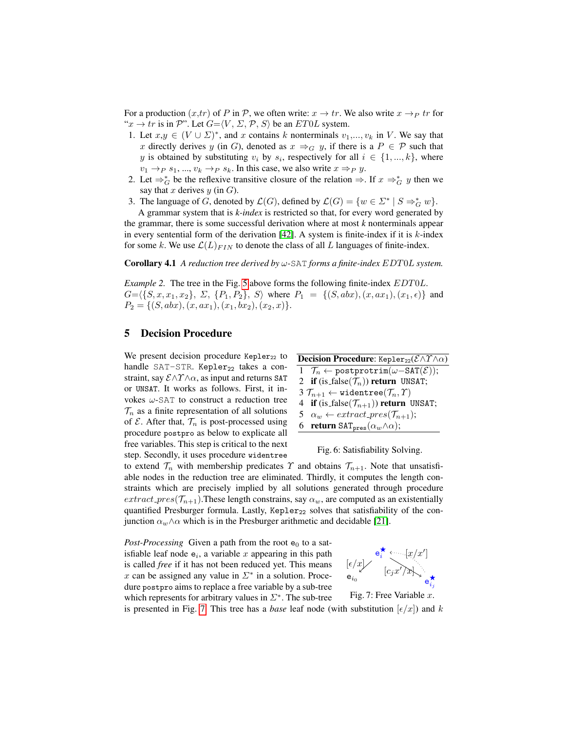For a production $(x,tr)$ of $P$ in $\mathcal{P}$, we often write: $x \rightarrow tr$. We also write $x \rightarrow_P tr$ for "$x \rightarrow tr$ is in $\mathcal{P}$". Let $G{=}\langle V,\, \Sigma,\, \mathcal{P},\, S\rangle$ be an $ET0L$ system.

1. Let $x,y \in (V \cup \Sigma)^*$, and $x$ contains $k$ nonterminals $v_1,..., v_k$ in $V$. We say that $x$ directly derives $y$ (in $G$), denoted as $x \Rightarrow_G y$, if there is a $P \in \mathcal{P}$ such that $y$ is obtained by substituting $v_i$ by $s_i$, respectively for all $i \in \{1, ..., k\}$, where $v_1 \rightarrow_P s_1$, ..., $v_k \rightarrow_P s_k$. In this case, we also write $x \Rightarrow_P y$.
2. Let $\Rightarrow_G^*$ be the reflexive transitive closure of the relation $\Rightarrow$. If $x \Rightarrow_G^* y$ then we say that $x$ derives $y$ (in $G$).
3. The language of $G$, denoted by $\mathcal{L}(G)$, defined by $\mathcal{L}(G) = \{w \in \Sigma^* \mid S \Rightarrow_G^* w\}$.

A grammar system that is *k-index* is restricted so that, for every word generated by the grammar, there is some successful derivation where at most *k* nonterminals appear in every sentential form of the derivation [42]. A system is finite-index if it is $k$-index for some $k$. We use $\mathcal{L}(L)_{FIN}$ to denote the class of all $L$ languages of finite-index.

**Corollary 4.1** *A reduction tree derived by* $\omega$-SAT *forms a finite-index* $EDT0L$ *system.*

*Example 2.* The tree in the Fig. 5 above forms the following finite-index $EDT0L$. $G{=}\langle\{S, x, x_1, x_2\},\ \Sigma,\ \{P_1, P_2\},\ S\rangle$ where $P_1 = \{(S, abx), (x, ax_1), (x_1, \epsilon)\}$ and $P_2 = \{(S, abx), (x, ax_1), (x_1, bx_2), (x_2, x)\}$.

## 5 Decision Procedure

We present decision procedure Kepler$_{22}$ to handle SAT-STR. Kepler$_{22}$ takes a constraint, say $\mathcal{E}\wedge\Upsilon\wedge\alpha$, as input and returns SAT or UNSAT. It works as follows. First, it invokes $\omega$-SAT to construct a reduction tree $\mathcal{T}_n$ as a finite representation of all solutions of $\mathcal{E}$. After that, $\mathcal{T}_n$ is post-processed using procedure postpro as below to explicate all free variables. This step is critical to the next step. Secondly, it uses procedure widentree to extend $\mathcal{T}_n$ with membership predicates $\Upsilon$ and obtains $\mathcal{T}_{n+1}$. Note that unsatisfiable nodes in the reduction tree are eliminated. Thirdly, it computes the length constraints which are precisely implied by all solutions generated through procedure $extract\_pres(\mathcal{T}_{n+1})$.These length constrains, say $\alpha_w$, are computed as an existentially quantified Presburger formula. Lastly, Kepler$_{22}$ solves that satisfiability of the conjunction $\alpha_w\wedge\alpha$ which is in the Presburger arithmetic and decidable [21].

**Decision Procedure**: Kepler$_{22}$($\mathcal{E}\wedge\Upsilon\wedge\alpha$)

```
1  T_n ← postprotrim(ω−SAT(E));
2  if (is_false(T_n)) return UNSAT;
3  T_{n+1} ← widentree(T_n, Υ)
4  if (is_false(T_{n+1})) return UNSAT;
5  α_w ← extract_pres(T_{n+1});
6  return SAT_pres(α_w ∧ α);
```

Fig. 6: Satisfiability Solving.

*Post-Processing* Given a path from the root $\mathtt{e}_0$ to a satisfiable leaf node $\mathtt{e}_i$, a variable $x$ appearing in this path is called *free* if it has not been reduced yet. This means $x$ can be assigned any value in $\Sigma^*$ in a solution. Procedure postpro aims to replace a free variable by a sub-tree which represents for arbitrary values in $\Sigma^*$. The sub-tree is presented in Fig. 7. This tree has a *base* leaf node (with substitution $[\epsilon/x]$) and $k$

Fig. 7: Free Variable $x$.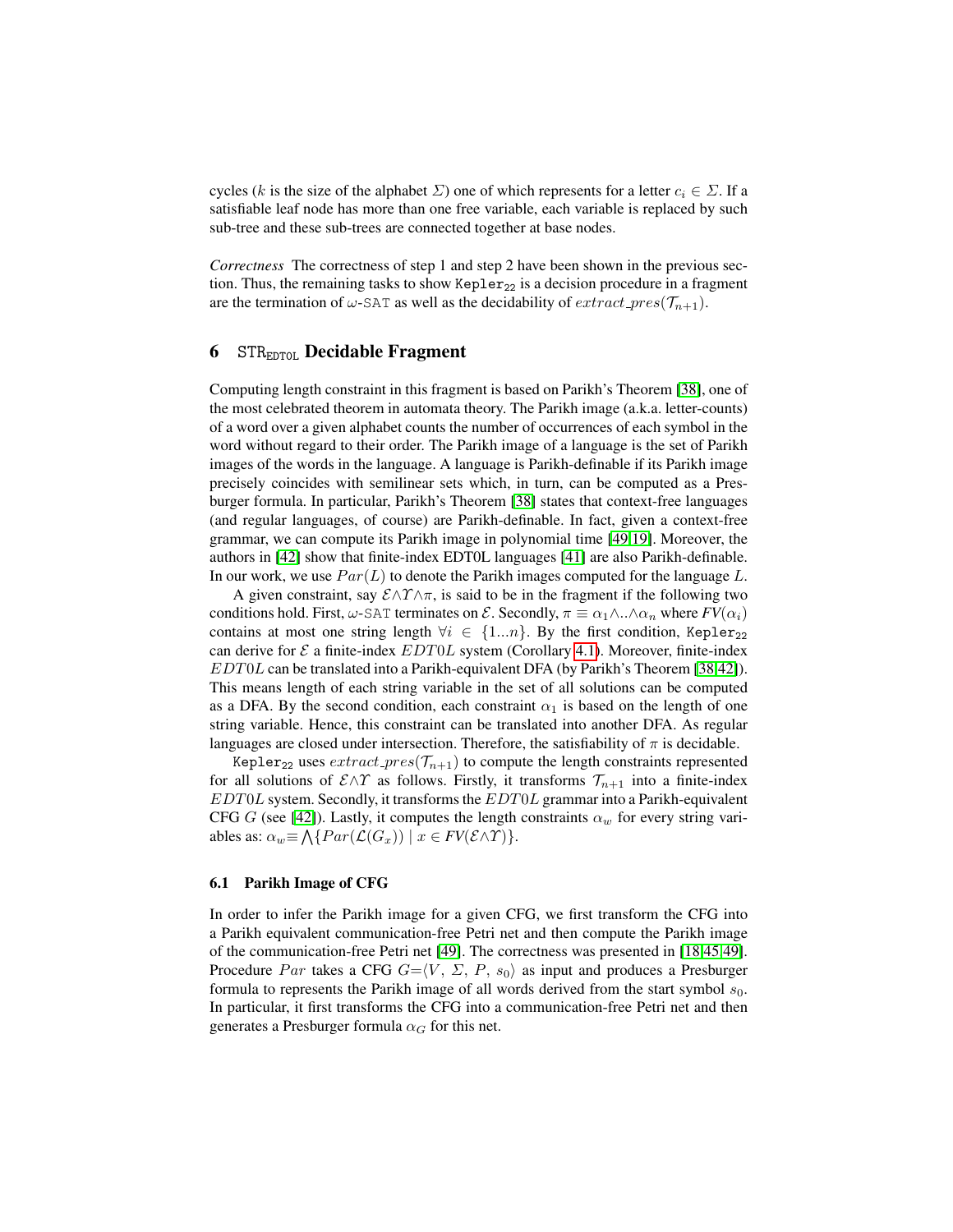cycles ($k$ is the size of the alphabet $\Sigma$) one of which represents for a letter $c_i \in \Sigma$. If a satisfiable leaf node has more than one free variable, each variable is replaced by such sub-tree and these sub-trees are connected together at base nodes.

*Correctness* The correctness of step 1 and step 2 have been shown in the previous section. Thus, the remaining tasks to show `Kepler`$_{22}$ is a decision procedure in a fragment are the termination of $\omega$-`SAT` as well as the decidability of $extract\_pres(\mathcal{T}_{n+1})$.

## 6 STR$_{\texttt{EDT0L}}$ Decidable Fragment

Computing length constraint in this fragment is based on Parikh's Theorem [38], one of the most celebrated theorem in automata theory. The Parikh image (a.k.a. letter-counts) of a word over a given alphabet counts the number of occurrences of each symbol in the word without regard to their order. The Parikh image of a language is the set of Parikh images of the words in the language. A language is Parikh-definable if its Parikh image precisely coincides with semilinear sets which, in turn, can be computed as a Presburger formula. In particular, Parikh's Theorem [38] states that context-free languages (and regular languages, of course) are Parikh-definable. In fact, given a context-free grammar, we can compute its Parikh image in polynomial time [49,19]. Moreover, the authors in [42] show that finite-index EDT0L languages [41] are also Parikh-definable. In our work, we use $Par(L)$ to denote the Parikh images computed for the language $L$.

A given constraint, say $\mathcal{E}\wedge\Upsilon\wedge\pi$, is said to be in the fragment if the following two conditions hold. First, $\omega$-`SAT` terminates on $\mathcal{E}$. Secondly, $\pi \equiv \alpha_1\wedge..\wedge\alpha_n$ where $FV(\alpha_i)$ contains at most one string length $\forall i \in \{1...n\}$. By the first condition, `Kepler`$_{22}$ can derive for $\mathcal{E}$ a finite-index $EDT0L$ system (Corollary 4.1). Moreover, finite-index $EDT0L$ can be translated into a Parikh-equivalent DFA (by Parikh's Theorem [38,42]). This means length of each string variable in the set of all solutions can be computed as a DFA. By the second condition, each constraint $\alpha_1$ is based on the length of one string variable. Hence, this constraint can be translated into another DFA. As regular languages are closed under intersection. Therefore, the satisfiability of $\pi$ is decidable.

`Kepler`$_{22}$ uses $extract\_pres(\mathcal{T}_{n+1})$ to compute the length constraints represented for all solutions of $\mathcal{E}\wedge\Upsilon$ as follows. Firstly, it transforms $\mathcal{T}_{n+1}$ into a finite-index $EDT0L$ system. Secondly, it transforms the $EDT0L$ grammar into a Parikh-equivalent CFG $G$ (see [42]). Lastly, it computes the length constraints $\alpha_w$ for every string variables as: $\alpha_w \equiv \bigwedge\{Par(\mathcal{L}(G_x)) \mid x \in FV(\mathcal{E}\wedge\Upsilon)\}$.

### 6.1 Parikh Image of CFG

In order to infer the Parikh image for a given CFG, we first transform the CFG into a Parikh equivalent communication-free Petri net and then compute the Parikh image of the communication-free Petri net [49]. The correctness was presented in [18,45,49]. Procedure $Par$ takes a CFG $G{=}\langle V,\ \Sigma,\ P,\ s_0\rangle$ as input and produces a Presburger formula to represents the Parikh image of all words derived from the start symbol $s_0$. In particular, it first transforms the CFG into a communication-free Petri net and then generates a Presburger formula $\alpha_G$ for this net.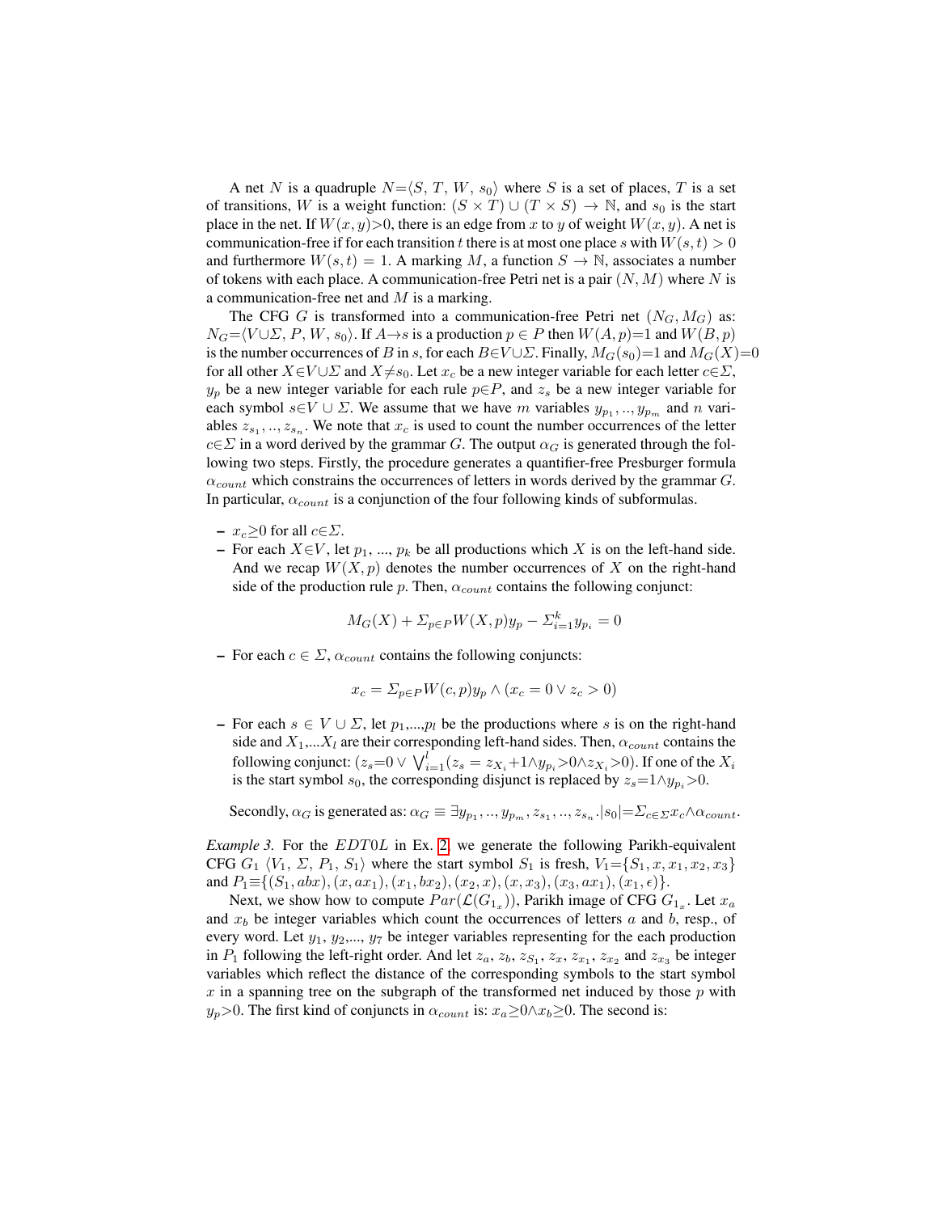A net $N$ is a quadruple $N{=}\langle S,\ T,\ W,\ s_0\rangle$ where $S$ is a set of places, $T$ is a set of transitions, $W$ is a weight function: $(S \times T) \cup (T \times S) \to \mathbb{N}$, and $s_0$ is the start place in the net. If $W(x, y){>}0$, there is an edge from $x$ to $y$ of weight $W(x, y)$. A net is communication-free if for each transition $t$ there is at most one place $s$ with $W(s, t) > 0$ and furthermore $W(s, t) = 1$. A marking $M$, a function $S \to \mathbb{N}$, associates a number of tokens with each place. A communication-free Petri net is a pair $(N, M)$ where $N$ is a communication-free net and $M$ is a marking.

The CFG $G$ is transformed into a communication-free Petri net $(N_G, M_G)$ as: $N_G{=}\langle V{\cup}\Sigma,\ P,\ W,\ s_0\rangle$. If $A{\to}s$ is a production $p \in P$ then $W(A, p){=}1$ and $W(B, p)$ is the number occurrences of $B$ in $s$, for each $B{\in}V{\cup}\Sigma$. Finally, $M_G(s_0){=}1$ and $M_G(X){=}0$ for all other $X{\in}V{\cup}\Sigma$ and $X{\neq}s_0$. Let $x_c$ be a new integer variable for each letter $c{\in}\Sigma$, $y_p$ be a new integer variable for each rule $p{\in}P$, and $z_s$ be a new integer variable for each symbol $s{\in}V \cup \Sigma$. We assume that we have $m$ variables $y_{p_1}, .., y_{p_m}$ and $n$ variables $z_{s_1}, .., z_{s_n}$. We note that $x_c$ is used to count the number occurrences of the letter $c{\in}\Sigma$ in a word derived by the grammar $G$. The output $\alpha_G$ is generated through the following two steps. Firstly, the procedure generates a quantifier-free Presburger formula $\alpha_{count}$ which constrains the occurrences of letters in words derived by the grammar $G$. In particular, $\alpha_{count}$ is a conjunction of the four following kinds of subformulas.

- $x_c{\geq}0$ for all $c{\in}\Sigma$.
- For each $X{\in}V$, let $p_1$, ..., $p_k$ be all productions which $X$ is on the left-hand side. And we recap $W(X, p)$ denotes the number occurrences of $X$ on the right-hand side of the production rule $p$. Then, $\alpha_{count}$ contains the following conjunct:

$$M_G(X) + \Sigma_{p\in P} W(X, p) y_p - \Sigma_{i=1}^{k} y_{p_i} = 0$$

- For each $c \in \Sigma$, $\alpha_{count}$ contains the following conjuncts:

$$x_c = \Sigma_{p\in P} W(c, p) y_p \wedge (x_c = 0 \vee z_c > 0)$$

- For each $s \in V \cup \Sigma$, let $p_1$,...,$p_l$ be the productions where $s$ is on the right-hand side and $X_1$,...$X_l$ are their corresponding left-hand sides. Then, $\alpha_{count}$ contains the following conjunct: $(z_s{=}0 \vee \bigvee_{i=1}^{l}(z_s = z_{X_i}{+}1 {\wedge} y_{p_i}{>}0 {\wedge} z_{X_i}{>}0)$. If one of the $X_i$ is the start symbol $s_0$, the corresponding disjunct is replaced by $z_s{=}1{\wedge}y_{p_i}{>}0$.

Secondly, $\alpha_G$ is generated as: $\alpha_G \equiv \exists y_{p_1}, .., y_{p_m}, z_{s_1}, .., z_{s_n}.|s_0|{=}\Sigma_{c\in\Sigma} x_c {\wedge} \alpha_{count}$.

*Example 3.* For the $EDT0L$ in Ex. 2, we generate the following Parikh-equivalent CFG $G_1$ $\langle V_1,\ \Sigma,\ P_1,\ S_1\rangle$ where the start symbol $S_1$ is fresh, $V_1{=}\{S_1, x, x_1, x_2, x_3\}$ and $P_1{\equiv}\{(S_1, abx), (x, ax_1), (x_1, bx_2), (x_2, x), (x, x_3), (x_3, ax_1), (x_1, \epsilon)\}$.

Next, we show how to compute $Par(\mathcal{L}(G_{1_x}))$, Parikh image of CFG $G_{1_x}$. Let $x_a$ and $x_b$ be integer variables which count the occurrences of letters $a$ and $b$, resp., of every word. Let $y_1$, $y_2$,..., $y_7$ be integer variables representing for the each production in $P_1$ following the left-right order. And let $z_a$, $z_b$, $z_{S_1}$, $z_x$, $z_{x_1}$, $z_{x_2}$ and $z_{x_3}$ be integer variables which reflect the distance of the corresponding symbols to the start symbol $x$ in a spanning tree on the subgraph of the transformed net induced by those $p$ with $y_p{>}0$. The first kind of conjuncts in $\alpha_{count}$ is: $x_a{\geq}0{\wedge}x_b{\geq}0$. The second is: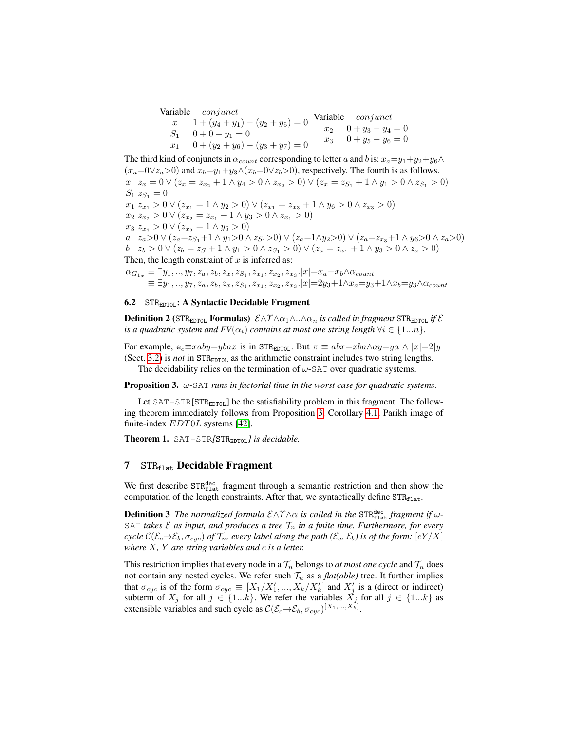| Variable | *conjunct* |
|---|---|
| $x$ | $1+(y_4+y_1)-(y_2+y_5)=0$ |
| $S_1$ | $0+0-y_1=0$ |
| $x_1$ | $0+(y_2+y_6)-(y_3+y_7)=0$ |

| Variable | *conjunct* |
|---|---|
| $x_2$ | $0+y_3-y_4=0$ |
| $x_3$ | $0+y_5-y_6=0$ |

The third kind of conjuncts in $\alpha_{count}$ corresponding to letter $a$ and $b$ is: $x_a{=}y_1{+}y_2{+}y_6\wedge(x_a{=}0{\vee}z_a{>}0)$ and $x_b{=}y_1{+}y_3\wedge(x_b{=}0{\vee}z_b{>}0)$, respectively. The fourth is as follows.

$x$ $\;z_x=0\vee(z_x=z_{x_2}+1\wedge y_4>0\wedge z_{x_2}>0)\vee(z_x=z_{S_1}+1\wedge y_1>0\wedge z_{S_1}>0)$
$S_1$ $\;z_{S_1}=0$
$x_1$ $\;z_{x_1}>0\vee(z_{x_1}=1\wedge y_2>0)\vee(z_{x_1}=z_{x_3}+1\wedge y_6>0\wedge z_{x_3}>0)$
$x_2$ $\;z_{x_2}>0\vee(z_{x_2}=z_{x_1}+1\wedge y_3>0\wedge z_{x_1}>0)$
$x_3$ $\;z_{x_3}>0\vee(z_{x_3}=1\wedge y_5>0)$
$a$ $\;z_a{>}0\vee(z_a{=}z_{S_1}{+}1\wedge y_1{>}0\wedge z_{S_1}{>}0)\vee(z_a{=}1{\wedge}y_2{>}0)\vee(z_a{=}z_{x_3}{+}1\wedge y_6{>}0\wedge z_a{>}0)$
$b$ $\;z_b>0\vee(z_b=z_S+1\wedge y_1>0\wedge z_{S_1}>0)\vee(z_a=z_{x_1}+1\wedge y_3>0\wedge z_a>0)$

Then, the length constraint of $x$ is inferred as:

$$\alpha_{G_{1_x}}\equiv\exists y_1,..,y_7,z_a,z_b,z_x,z_{S_1},z_{x_1},z_{x_2},z_{x_3}.|x|{=}x_a{+}x_b\wedge\alpha_{count}$$
$$\equiv\exists y_1,..,y_7,z_a,z_b,z_x,z_{S_1},z_{x_1},z_{x_2},z_{x_3}.|x|{=}2y_3{+}1\wedge x_a{=}y_3{+}1\wedge x_b{=}y_3\wedge\alpha_{count}$$

### 6.2 STR$_{\text{EDT0L}}$: A Syntactic Decidable Fragment

**Definition 2** (STR$_{\text{EDT0L}}$ **Formulas**) *$\mathcal{E}\wedge\Upsilon\wedge\alpha_1\wedge..\wedge\alpha_n$ is called in fragment STR$_{\text{EDT0L}}$ if $\mathcal{E}$ is a quadratic system and $FV(\alpha_i)$ contains at most one string length $\forall i\in\{1...n\}$.*

For example, $\mathsf{e}_c{\equiv}xaby{=}ybax$ is in STR$_{\text{EDT0L}}$. But $\pi\equiv abx{=}xba\wedge ay{=}ya\wedge|x|{=}2|y|$ (Sect. 3.2) is *not* in STR$_{\text{EDT0L}}$ as the arithmetic constraint includes two string lengths.

The decidability relies on the termination of $\omega$-SAT over quadratic systems.

**Proposition 3.** *$\omega$-SAT runs in factorial time in the worst case for quadratic systems.*

Let SAT-STR[STR$_{\text{EDT0L}}$] be the satisfiability problem in this fragment. The following theorem immediately follows from Proposition 3, Corollary 4.1, Parikh image of finite-index $EDT0L$ systems [42].

**Theorem 1.** *SAT-STR[STR$_{\text{EDT0L}}$] is decidable.*

## 7 STR$_{\text{flat}}$ Decidable Fragment

We first describe STR$^{\text{dec}}_{\text{flat}}$ fragment through a semantic restriction and then show the computation of the length constraints. After that, we syntactically define STR$_{\text{flat}}$.

**Definition 3** *The normalized formula $\mathcal{E}\wedge\Upsilon\wedge\alpha$ is called in the STR$^{\text{dec}}_{\text{flat}}$ fragment if $\omega$-SAT takes $\mathcal{E}$ as input, and produces a tree $\mathcal{T}_n$ in a finite time. Furthermore, for every cycle $\mathcal{C}(\mathcal{E}_c{\rightarrow}\mathcal{E}_b,\sigma_{cyc})$ of $\mathcal{T}_n$, every label along the path ($\mathcal{E}_c$, $\mathcal{E}_b$) is of the form: $[cY/X]$ where $X$, $Y$ are string variables and $c$ is a letter.*

This restriction implies that every node in a $\mathcal{T}_n$ belongs to *at most one cycle* and $\mathcal{T}_n$ does not contain any nested cycles. We refer such $\mathcal{T}_n$ as a *flat(able)* tree. It further implies that $\sigma_{cyc}$ is of the form $\sigma_{cyc}\equiv[X_1/X_1',...,X_k/X_k']$ and $X_j'$ is a (direct or indirect) subterm of $X_j$ for all $j\in\{1...k\}$. We refer the variables $X_j$ for all $j\in\{1...k\}$ as extensible variables and such cycle as $\mathcal{C}(\mathcal{E}_c{\rightarrow}\mathcal{E}_b,\sigma_{cyc})^{[X_1,...,X_k]}$.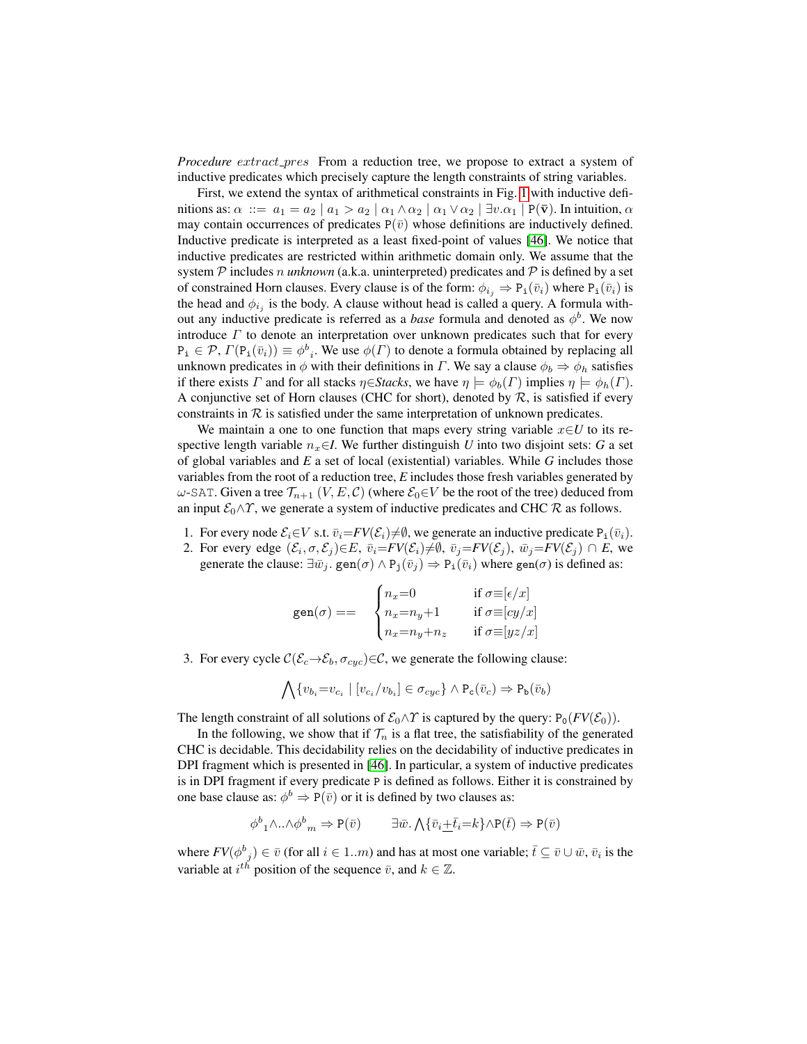*Procedure extract_pres* From a reduction tree, we propose to extract a system of inductive predicates which precisely capture the length constraints of string variables.

First, we extend the syntax of arithmetical constraints in Fig. 1 with inductive definitions as: $\alpha ::= a_1 = a_2 \mid a_1 > a_2 \mid \alpha_1 \wedge \alpha_2 \mid \alpha_1 \vee \alpha_2 \mid \exists v.\alpha_1 \mid \mathtt{P}(\bar{\mathbf{v}})$. In intuition, $\alpha$ may contain occurrences of predicates $\mathtt{P}(\bar{v})$ whose definitions are inductively defined. Inductive predicate is interpreted as a least fixed-point of values [46]. We notice that inductive predicates are restricted within arithmetic domain only. We assume that the system $\mathcal{P}$ includes $n$ *unknown* (a.k.a. uninterpreted) predicates and $\mathcal{P}$ is defined by a set of constrained Horn clauses. Every clause is of the form: $\phi_{i_j} \Rightarrow \mathtt{P_i}(\bar{v}_i)$ where $\mathtt{P_i}(\bar{v}_i)$ is the head and $\phi_{i_j}$ is the body. A clause without head is called a query. A formula without any inductive predicate is referred as a *base* formula and denoted as $\phi^b$. We now introduce $\Gamma$ to denote an interpretation over unknown predicates such that for every $\mathtt{P_i} \in \mathcal{P}$, $\Gamma(\mathtt{P_i}(\bar{v}_i)) \equiv {\phi^b}_i$. We use $\phi(\Gamma)$ to denote a formula obtained by replacing all unknown predicates in $\phi$ with their definitions in $\Gamma$. We say a clause $\phi_b \Rightarrow \phi_h$ satisfies if there exists $\Gamma$ and for all stacks $\eta \in$*Stacks*, we have $\eta \models \phi_b(\Gamma)$ implies $\eta \models \phi_h(\Gamma)$. A conjunctive set of Horn clauses (CHC for short), denoted by $\mathcal{R}$, is satisfied if every constraints in $\mathcal{R}$ is satisfied under the same interpretation of unknown predicates.

We maintain a one to one function that maps every string variable $x \in U$ to its respective length variable $n_x \in I$. We further distinguish *U* into two disjoint sets: *G* a set of global variables and *E* a set of local (existential) variables. While *G* includes those variables from the root of a reduction tree, *E* includes those fresh variables generated by $\omega$-SAT. Given a tree $\mathcal{T}_{n+1}$ $(V, E, \mathcal{C})$ (where $\mathcal{E}_0 \in V$ be the root of the tree) deduced from an input $\mathcal{E}_0 \wedge \Upsilon$, we generate a system of inductive predicates and CHC $\mathcal{R}$ as follows.

1. For every node $\mathcal{E}_i \in V$ s.t. $\bar{v}_i = FV(\mathcal{E}_i) \neq \emptyset$, we generate an inductive predicate $\mathtt{P_i}(\bar{v}_i)$.
2. For every edge $(\mathcal{E}_i, \sigma, \mathcal{E}_j) \in E$, $\bar{v}_i = FV(\mathcal{E}_i) \neq \emptyset$, $\bar{v}_j = FV(\mathcal{E}_j)$, $\bar{w}_j = FV(\mathcal{E}_j) \cap E$, we generate the clause: $\exists \bar{w}_j.\ \mathtt{gen}(\sigma) \wedge \mathtt{P_j}(\bar{v}_j) \Rightarrow \mathtt{P_i}(\bar{v}_i)$ where $\mathtt{gen}(\sigma)$ is defined as:

$$\mathtt{gen}(\sigma) == \begin{cases} n_x{=}0 & \text{if } \sigma{\equiv}[\epsilon/x] \\ n_x{=}n_y{+}1 & \text{if } \sigma{\equiv}[cy/x] \\ n_x{=}n_y{+}n_z & \text{if } \sigma{\equiv}[yz/x] \end{cases}$$

3. For every cycle $\mathcal{C}(\mathcal{E}_c \rightarrow \mathcal{E}_b, \sigma_{cyc}) \in \mathcal{C}$, we generate the following clause:

$$\bigwedge \{ v_{b_i} {=} v_{c_i} \mid [v_{c_i}/v_{b_i}] \in \sigma_{cyc} \} \wedge \mathtt{P_c}(\bar{v}_c) \Rightarrow \mathtt{P_b}(\bar{v}_b)$$

The length constraint of all solutions of $\mathcal{E}_0 \wedge \Upsilon$ is captured by the query: $\mathtt{P_0}(FV(\mathcal{E}_0))$.

In the following, we show that if $\mathcal{T}_n$ is a flat tree, the satisfiability of the generated CHC is decidable. This decidability relies on the decidability of inductive predicates in DPI fragment which is presented in [46]. In particular, a system of inductive predicates is in DPI fragment if every predicate $\mathtt{P}$ is defined as follows. Either it is constrained by one base clause as: $\phi^b \Rightarrow \mathtt{P}(\bar{v})$ or it is defined by two clauses as:

$${\phi^b}_1 \wedge .. \wedge {\phi^b}_m \Rightarrow \mathtt{P}(\bar{v}) \qquad \exists \bar{w}.\ \bigwedge \{ \bar{v}_i \underline{+} \bar{t}_i {=} k \} \wedge \mathtt{P}(\bar{t}) \Rightarrow \mathtt{P}(\bar{v})$$

where $FV({\phi^b}_j) \in \bar{v}$ (for all $i \in 1..m$) and has at most one variable; $\bar{t} \subseteq \bar{v} \cup \bar{w}$, $\bar{v}_i$ is the variable at $i^{th}$ position of the sequence $\bar{v}$, and $k \in \mathbb{Z}$.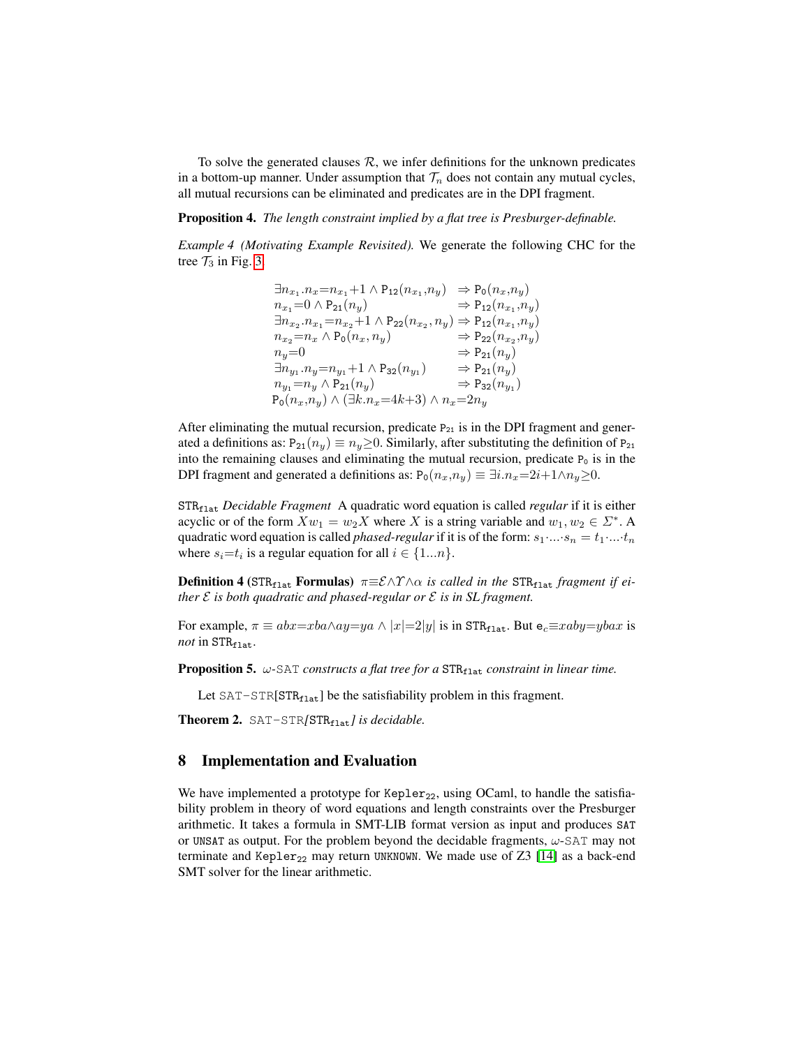To solve the generated clauses $\mathcal{R}$, we infer definitions for the unknown predicates in a bottom-up manner. Under assumption that $\mathcal{T}_n$ does not contain any mutual cycles, all mutual recursions can be eliminated and predicates are in the DPI fragment.

**Proposition 4.** *The length constraint implied by a flat tree is Presburger-definable.*

*Example 4 (Motivating Example Revisited).* We generate the following CHC for the tree $\mathcal{T}_3$ in Fig. 3

$$
\begin{array}{ll}
\exists n_{x_1}.n_x{=}n_{x_1}{+}1 \wedge \mathtt{P}_{12}(n_{x_1},n_y) & \Rightarrow \mathtt{P}_0(n_x,n_y) \\
n_{x_1}{=}0 \wedge \mathtt{P}_{21}(n_y) & \Rightarrow \mathtt{P}_{12}(n_{x_1},n_y) \\
\exists n_{x_2}.n_{x_1}{=}n_{x_2}{+}1 \wedge \mathtt{P}_{22}(n_{x_2},n_y) & \Rightarrow \mathtt{P}_{12}(n_{x_1},n_y) \\
n_{x_2}{=}n_x \wedge \mathtt{P}_0(n_x,n_y) & \Rightarrow \mathtt{P}_{22}(n_{x_2},n_y) \\
n_y{=}0 & \Rightarrow \mathtt{P}_{21}(n_y) \\
\exists n_{y_1}.n_y{=}n_{y_1}{+}1 \wedge \mathtt{P}_{32}(n_{y_1}) & \Rightarrow \mathtt{P}_{21}(n_y) \\
n_{y_1}{=}n_y \wedge \mathtt{P}_{21}(n_y) & \Rightarrow \mathtt{P}_{32}(n_{y_1}) \\
\mathtt{P}_0(n_x,n_y) \wedge (\exists k.n_x{=}4k{+}3) \wedge n_x{=}2n_y &
\end{array}
$$

After eliminating the mutual recursion, predicate $\mathtt{P}_{21}$ is in the DPI fragment and generated a definitions as: $\mathtt{P}_{21}(n_y) \equiv n_y{\geq}0$. Similarly, after substituting the definition of $\mathtt{P}_{21}$ into the remaining clauses and eliminating the mutual recursion, predicate $\mathtt{P}_0$ is in the DPI fragment and generated a definitions as: $\mathtt{P}_0(n_x,n_y) \equiv \exists i.n_x{=}2i{+}1{\wedge}n_y{\geq}0$.

**$\mathtt{STR}_{\mathtt{flat}}$ *Decidable Fragment*** A quadratic word equation is called *regular* if it is either acyclic or of the form $Xw_1 = w_2X$ where $X$ is a string variable and $w_1, w_2 \in \Sigma^*$. A quadratic word equation is called *phased-regular* if it is of the form: $s_1{\cdot}...{\cdot}s_n = t_1{\cdot}...{\cdot}t_n$ where $s_i{=}t_i$ is a regular equation for all $i \in \{1...n\}$.

**Definition 4 ($\mathtt{STR}_{\mathtt{flat}}$ Formulas)** *$\pi{\equiv}\mathcal{E}{\wedge}\Upsilon{\wedge}\alpha$ is called in the $\mathtt{STR}_{\mathtt{flat}}$ fragment if either $\mathcal{E}$ is both quadratic and phased-regular or $\mathcal{E}$ is in SL fragment.*

For example, $\pi \equiv abx{=}xba{\wedge}ay{=}ya \wedge |x|{=}2|y|$ is in $\mathtt{STR}_{\mathtt{flat}}$. But $\mathtt{e}_c{\equiv}xaby{=}ybax$ is *not* in $\mathtt{STR}_{\mathtt{flat}}$.

**Proposition 5.** *$\omega$-SAT constructs a flat tree for a $\mathtt{STR}_{\mathtt{flat}}$ constraint in linear time.*

Let SAT-STR[$\mathtt{STR}_{\mathtt{flat}}$] be the satisfiability problem in this fragment.

**Theorem 2.** *SAT-STR[$\mathtt{STR}_{\mathtt{flat}}$] is decidable.*

## 8 Implementation and Evaluation

We have implemented a prototype for $\mathtt{Kepler}_{22}$, using OCaml, to handle the satisfiability problem in theory of word equations and length constraints over the Presburger arithmetic. It takes a formula in SMT-LIB format version as input and produces `SAT` or `UNSAT` as output. For the problem beyond the decidable fragments, $\omega$-SAT may not terminate and $\mathtt{Kepler}_{22}$ may return `UNKNOWN`. We made use of Z3 [14] as a back-end SMT solver for the linear arithmetic.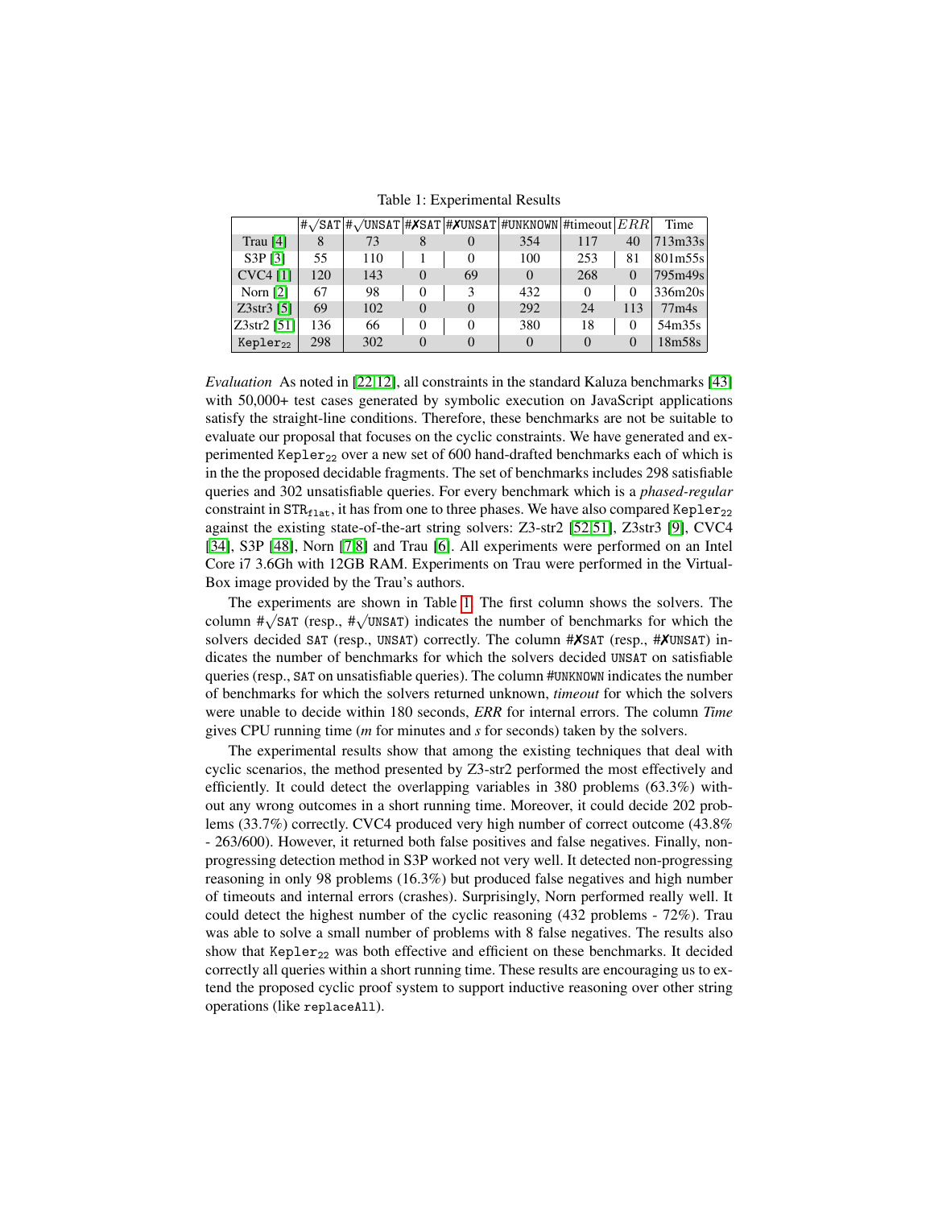Table 1: Experimental Results

| | $\#\surd$SAT | $\#\surd$UNSAT | #✗SAT | #✗UNSAT | #UNKNOWN | #timeout | $ERR$ | Time |
|---|---|---|---|---|---|---|---|---|
| Trau [4] | 8 | 73 | 8 | 0 | 354 | 117 | 40 | 713m33s |
| S3P [3] | 55 | 110 | 1 | 0 | 100 | 253 | 81 | 801m55s |
| CVC4 [1] | 120 | 143 | 0 | 69 | 0 | 268 | 0 | 795m49s |
| Norn [2] | 67 | 98 | 0 | 3 | 432 | 0 | 0 | 336m20s |
| Z3str3 [5] | 69 | 102 | 0 | 0 | 292 | 24 | 113 | 77m4s |
| Z3str2 [51] | 136 | 66 | 0 | 0 | 380 | 18 | 0 | 54m35s |
| $\texttt{Kepler}_{22}$ | 298 | 302 | 0 | 0 | 0 | 0 | 0 | 18m58s |

*Evaluation* As noted in [22,12], all constraints in the standard Kaluza benchmarks [43] with 50,000+ test cases generated by symbolic execution on JavaScript applications satisfy the straight-line conditions. Therefore, these benchmarks are not be suitable to evaluate our proposal that focuses on the cyclic constraints. We have generated and experimented $\texttt{Kepler}_{22}$ over a new set of 600 hand-drafted benchmarks each of which is in the the proposed decidable fragments. The set of benchmarks includes 298 satisfiable queries and 302 unsatisfiable queries. For every benchmark which is a *phased-regular* constraint in $\texttt{STR}_{\texttt{flat}}$, it has from one to three phases. We have also compared $\texttt{Kepler}_{22}$ against the existing state-of-the-art string solvers: Z3-str2 [52,51], Z3str3 [9], CVC4 [34], S3P [48], Norn [7,8] and Trau [6]. All experiments were performed on an Intel Core i7 3.6Gh with 12GB RAM. Experiments on Trau were performed in the VirtualBox image provided by the Trau's authors.

The experiments are shown in Table 1. The first column shows the solvers. The column $\#\surd$SAT (resp., $\#\surd$UNSAT) indicates the number of benchmarks for which the solvers decided SAT (resp., UNSAT) correctly. The column #✗SAT (resp., #✗UNSAT) indicates the number of benchmarks for which the solvers decided UNSAT on satisfiable queries (resp., SAT on unsatisfiable queries). The column #UNKNOWN indicates the number of benchmarks for which the solvers returned unknown, *timeout* for which the solvers were unable to decide within 180 seconds, *ERR* for internal errors. The column *Time* gives CPU running time (*m* for minutes and *s* for seconds) taken by the solvers.

The experimental results show that among the existing techniques that deal with cyclic scenarios, the method presented by Z3-str2 performed the most effectively and efficiently. It could detect the overlapping variables in 380 problems (63.3%) without any wrong outcomes in a short running time. Moreover, it could decide 202 problems (33.7%) correctly. CVC4 produced very high number of correct outcome (43.8% - 263/600). However, it returned both false positives and false negatives. Finally, non-progressing detection method in S3P worked not very well. It detected non-progressing reasoning in only 98 problems (16.3%) but produced false negatives and high number of timeouts and internal errors (crashes). Surprisingly, Norn performed really well. It could detect the highest number of the cyclic reasoning (432 problems - 72%). Trau was able to solve a small number of problems with 8 false negatives. The results also show that $\texttt{Kepler}_{22}$ was both effective and efficient on these benchmarks. It decided correctly all queries within a short running time. These results are encouraging us to extend the proposed cyclic proof system to support inductive reasoning over other string operations (like `replaceAll`).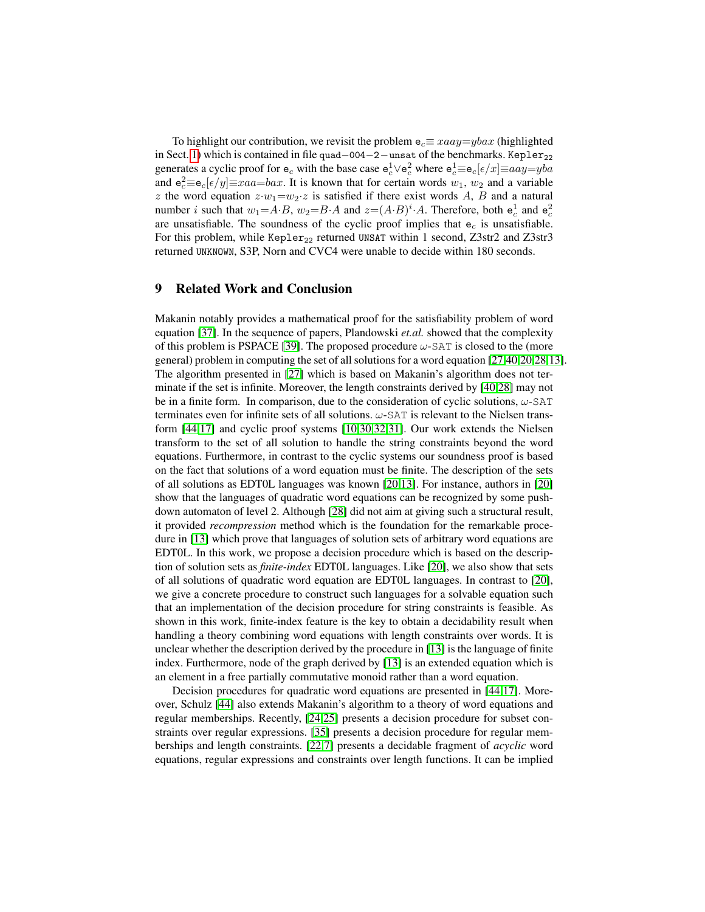To highlight our contribution, we revisit the problem $\mathtt{e}_c \equiv xaay{=}ybax$ (highlighted in Sect. 1) which is contained in file quad−004−2−unsat of the benchmarks. $\mathtt{Kepler}_{22}$ generates a cyclic proof for $\mathtt{e}_c$ with the base case $\mathtt{e}_c^1 \vee \mathtt{e}_c^2$ where $\mathtt{e}_c^1 \equiv \mathtt{e}_c[\epsilon/x] \equiv aay{=}yba$ and $\mathtt{e}_c^2 \equiv \mathtt{e}_c[\epsilon/y] \equiv xaa{=}bax$. It is known that for certain words $w_1$, $w_2$ and a variable $z$ the word equation $z{\cdot}w_1{=}w_2{\cdot}z$ is satisfied if there exist words $A$, $B$ and a natural number $i$ such that $w_1{=}A{\cdot}B$, $w_2{=}B{\cdot}A$ and $z{=}(A{\cdot}B)^i{\cdot}A$. Therefore, both $\mathtt{e}_c^1$ and $\mathtt{e}_c^2$ are unsatisfiable. The soundness of the cyclic proof implies that $\mathtt{e}_c$ is unsatisfiable. For this problem, while $\mathtt{Kepler}_{22}$ returned UNSAT within 1 second, Z3str2 and Z3str3 returned UNKNOWN, S3P, Norn and CVC4 were unable to decide within 180 seconds.

## 9 Related Work and Conclusion

Makanin notably provides a mathematical proof for the satisfiability problem of word equation [37]. In the sequence of papers, Plandowski *et.al.* showed that the complexity of this problem is PSPACE [39]. The proposed procedure $\omega$-SAT is closed to the (more general) problem in computing the set of all solutions for a word equation [27,40,20,28,13]. The algorithm presented in [27] which is based on Makanin's algorithm does not terminate if the set is infinite. Moreover, the length constraints derived by [40,28] may not be in a finite form. In comparison, due to the consideration of cyclic solutions, $\omega$-SAT terminates even for infinite sets of all solutions. $\omega$-SAT is relevant to the Nielsen transform [44,17] and cyclic proof systems [10,30,32,31]. Our work extends the Nielsen transform to the set of all solution to handle the string constraints beyond the word equations. Furthermore, in contrast to the cyclic systems our soundness proof is based on the fact that solutions of a word equation must be finite. The description of the sets of all solutions as EDT0L languages was known [20,13]. For instance, authors in [20] show that the languages of quadratic word equations can be recognized by some push-down automaton of level 2. Although [28] did not aim at giving such a structural result, it provided *recompression* method which is the foundation for the remarkable procedure in [13] which prove that languages of solution sets of arbitrary word equations are EDT0L. In this work, we propose a decision procedure which is based on the description of solution sets as *finite-index* EDT0L languages. Like [20], we also show that sets of all solutions of quadratic word equation are EDT0L languages. In contrast to [20], we give a concrete procedure to construct such languages for a solvable equation such that an implementation of the decision procedure for string constraints is feasible. As shown in this work, finite-index feature is the key to obtain a decidability result when handling a theory combining word equations with length constraints over words. It is unclear whether the description derived by the procedure in [13] is the language of finite index. Furthermore, node of the graph derived by [13] is an extended equation which is an element in a free partially commutative monoid rather than a word equation.

Decision procedures for quadratic word equations are presented in [44,17]. Moreover, Schulz [44] also extends Makanin's algorithm to a theory of word equations and regular memberships. Recently, [24,25] presents a decision procedure for subset constraints over regular expressions. [35] presents a decision procedure for regular memberships and length constraints. [22,7] presents a decidable fragment of *acyclic* word equations, regular expressions and constraints over length functions. It can be implied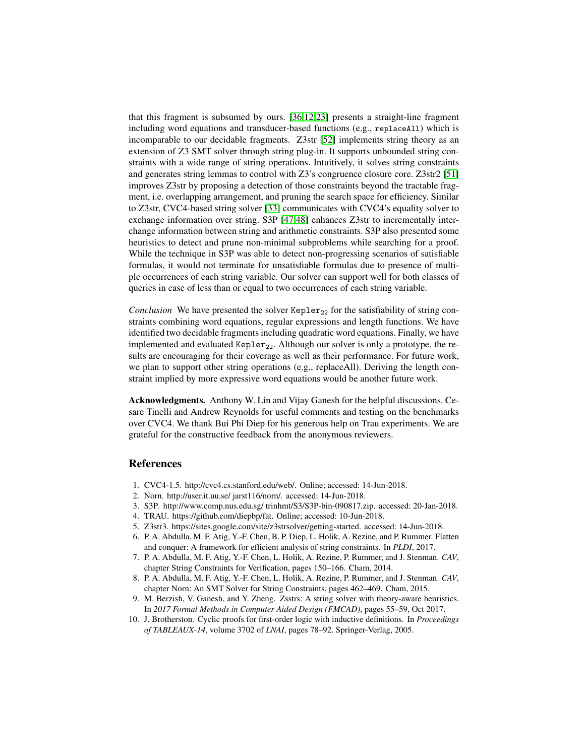that this fragment is subsumed by ours. [36,12,23] presents a straight-line fragment including word equations and transducer-based functions (e.g., `replaceAll`) which is incomparable to our decidable fragments. Z3str [52] implements string theory as an extension of Z3 SMT solver through string plug-in. It supports unbounded string constraints with a wide range of string operations. Intuitively, it solves string constraints and generates string lemmas to control with Z3's congruence closure core. Z3str2 [51] improves Z3str by proposing a detection of those constraints beyond the tractable fragment, i.e. overlapping arrangement, and pruning the search space for efficiency. Similar to Z3str, CVC4-based string solver [33] communicates with CVC4's equality solver to exchange information over string. S3P [47,48] enhances Z3str to incrementally interchange information between string and arithmetic constraints. S3P also presented some heuristics to detect and prune non-minimal subproblems while searching for a proof. While the technique in S3P was able to detect non-progressing scenarios of satisfiable formulas, it would not terminate for unsatisfiable formulas due to presence of multiple occurrences of each string variable. Our solver can support well for both classes of queries in case of less than or equal to two occurrences of each string variable.

*Conclusion* We have presented the solver $\texttt{Kepler}_{22}$ for the satisfiability of string constraints combining word equations, regular expressions and length functions. We have identified two decidable fragments including quadratic word equations. Finally, we have implemented and evaluated $\texttt{Kepler}_{22}$. Although our solver is only a prototype, the results are encouraging for their coverage as well as their performance. For future work, we plan to support other string operations (e.g., replaceAll). Deriving the length constraint implied by more expressive word equations would be another future work.

**Acknowledgments.** Anthony W. Lin and Vijay Ganesh for the helpful discussions. Cesare Tinelli and Andrew Reynolds for useful comments and testing on the benchmarks over CVC4. We thank Bui Phi Diep for his generous help on Trau experiments. We are grateful for the constructive feedback from the anonymous reviewers.

## References

1. CVC4-1.5. http://cvc4.cs.stanford.edu/web/. Online; accessed: 14-Jun-2018.
2. Norn. http://user.it.uu.se/ jarst116/norn/. accessed: 14-Jun-2018.
3. S3P. http://www.comp.nus.edu.sg/ trinhmt/S3/S3P-bin-090817.zip. accessed: 20-Jan-2018.
4. TRAU. https://github.com/diepbp/fat. Online; accessed: 10-Jun-2018.
5. Z3str3. https://sites.google.com/site/z3strsolver/getting-started. accessed: 14-Jun-2018.
6. P. A. Abdulla, M. F. Atig, Y.-F. Chen, B. P. Diep, L. Holik, A. Rezine, and P. Rummer. Flatten and conquer: A framework for efficient analysis of string constraints. In *PLDI*, 2017.
7. P. A. Abdulla, M. F. Atig, Y.-F. Chen, L. Holik, A. Rezine, P. Rummer, and J. Stenman. *CAV*, chapter String Constraints for Verification, pages 150–166. Cham, 2014.
8. P. A. Abdulla, M. F. Atig, Y.-F. Chen, L. Holik, A. Rezine, P. Rummer, and J. Stenman. *CAV*, chapter Norn: An SMT Solver for String Constraints, pages 462–469. Cham, 2015.
9. M. Berzish, V. Ganesh, and Y. Zheng. Zsstrs: A string solver with theory-aware heuristics. In *2017 Formal Methods in Computer Aided Design (FMCAD)*, pages 55–59, Oct 2017.
10. J. Brotherston. Cyclic proofs for first-order logic with inductive definitions. In *Proceedings of TABLEAUX-14*, volume 3702 of *LNAI*, pages 78–92. Springer-Verlag, 2005.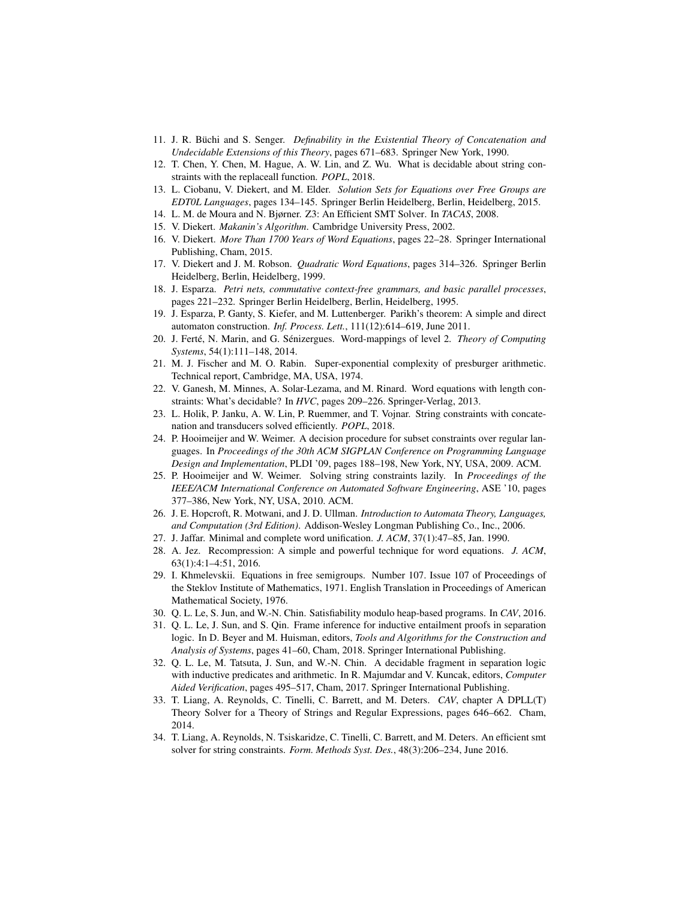11. J. R. Büchi and S. Senger. *Definability in the Existential Theory of Concatenation and Undecidable Extensions of this Theory*, pages 671–683. Springer New York, 1990.
12. T. Chen, Y. Chen, M. Hague, A. W. Lin, and Z. Wu. What is decidable about string constraints with the replaceall function. *POPL*, 2018.
13. L. Ciobanu, V. Diekert, and M. Elder. *Solution Sets for Equations over Free Groups are EDT0L Languages*, pages 134–145. Springer Berlin Heidelberg, Berlin, Heidelberg, 2015.
14. L. M. de Moura and N. Bjørner. Z3: An Efficient SMT Solver. In *TACAS*, 2008.
15. V. Diekert. *Makanin's Algorithm*. Cambridge University Press, 2002.
16. V. Diekert. *More Than 1700 Years of Word Equations*, pages 22–28. Springer International Publishing, Cham, 2015.
17. V. Diekert and J. M. Robson. *Quadratic Word Equations*, pages 314–326. Springer Berlin Heidelberg, Berlin, Heidelberg, 1999.
18. J. Esparza. *Petri nets, commutative context-free grammars, and basic parallel processes*, pages 221–232. Springer Berlin Heidelberg, Berlin, Heidelberg, 1995.
19. J. Esparza, P. Ganty, S. Kiefer, and M. Luttenberger. Parikh's theorem: A simple and direct automaton construction. *Inf. Process. Lett.*, 111(12):614–619, June 2011.
20. J. Ferté, N. Marin, and G. Sénizergues. Word-mappings of level 2. *Theory of Computing Systems*, 54(1):111–148, 2014.
21. M. J. Fischer and M. O. Rabin. Super-exponential complexity of presburger arithmetic. Technical report, Cambridge, MA, USA, 1974.
22. V. Ganesh, M. Minnes, A. Solar-Lezama, and M. Rinard. Word equations with length constraints: What's decidable? In *HVC*, pages 209–226. Springer-Verlag, 2013.
23. L. Holik, P. Janku, A. W. Lin, P. Ruemmer, and T. Vojnar. String constraints with concatenation and transducers solved efficiently. *POPL*, 2018.
24. P. Hooimeijer and W. Weimer. A decision procedure for subset constraints over regular languages. In *Proceedings of the 30th ACM SIGPLAN Conference on Programming Language Design and Implementation*, PLDI '09, pages 188–198, New York, NY, USA, 2009. ACM.
25. P. Hooimeijer and W. Weimer. Solving string constraints lazily. In *Proceedings of the IEEE/ACM International Conference on Automated Software Engineering*, ASE '10, pages 377–386, New York, NY, USA, 2010. ACM.
26. J. E. Hopcroft, R. Motwani, and J. D. Ullman. *Introduction to Automata Theory, Languages, and Computation (3rd Edition)*. Addison-Wesley Longman Publishing Co., Inc., 2006.
27. J. Jaffar. Minimal and complete word unification. *J. ACM*, 37(1):47–85, Jan. 1990.
28. A. Jez. Recompression: A simple and powerful technique for word equations. *J. ACM*, 63(1):4:1–4:51, 2016.
29. I. Khmelevskii. Equations in free semigroups. Number 107. Issue 107 of Proceedings of the Steklov Institute of Mathematics, 1971. English Translation in Proceedings of American Mathematical Society, 1976.
30. Q. L. Le, S. Jun, and W.-N. Chin. Satisfiability modulo heap-based programs. In *CAV*, 2016.
31. Q. L. Le, J. Sun, and S. Qin. Frame inference for inductive entailment proofs in separation logic. In D. Beyer and M. Huisman, editors, *Tools and Algorithms for the Construction and Analysis of Systems*, pages 41–60, Cham, 2018. Springer International Publishing.
32. Q. L. Le, M. Tatsuta, J. Sun, and W.-N. Chin. A decidable fragment in separation logic with inductive predicates and arithmetic. In R. Majumdar and V. Kuncak, editors, *Computer Aided Verification*, pages 495–517, Cham, 2017. Springer International Publishing.
33. T. Liang, A. Reynolds, C. Tinelli, C. Barrett, and M. Deters. *CAV*, chapter A DPLL(T) Theory Solver for a Theory of Strings and Regular Expressions, pages 646–662. Cham, 2014.
34. T. Liang, A. Reynolds, N. Tsiskaridze, C. Tinelli, C. Barrett, and M. Deters. An efficient smt solver for string constraints. *Form. Methods Syst. Des.*, 48(3):206–234, June 2016.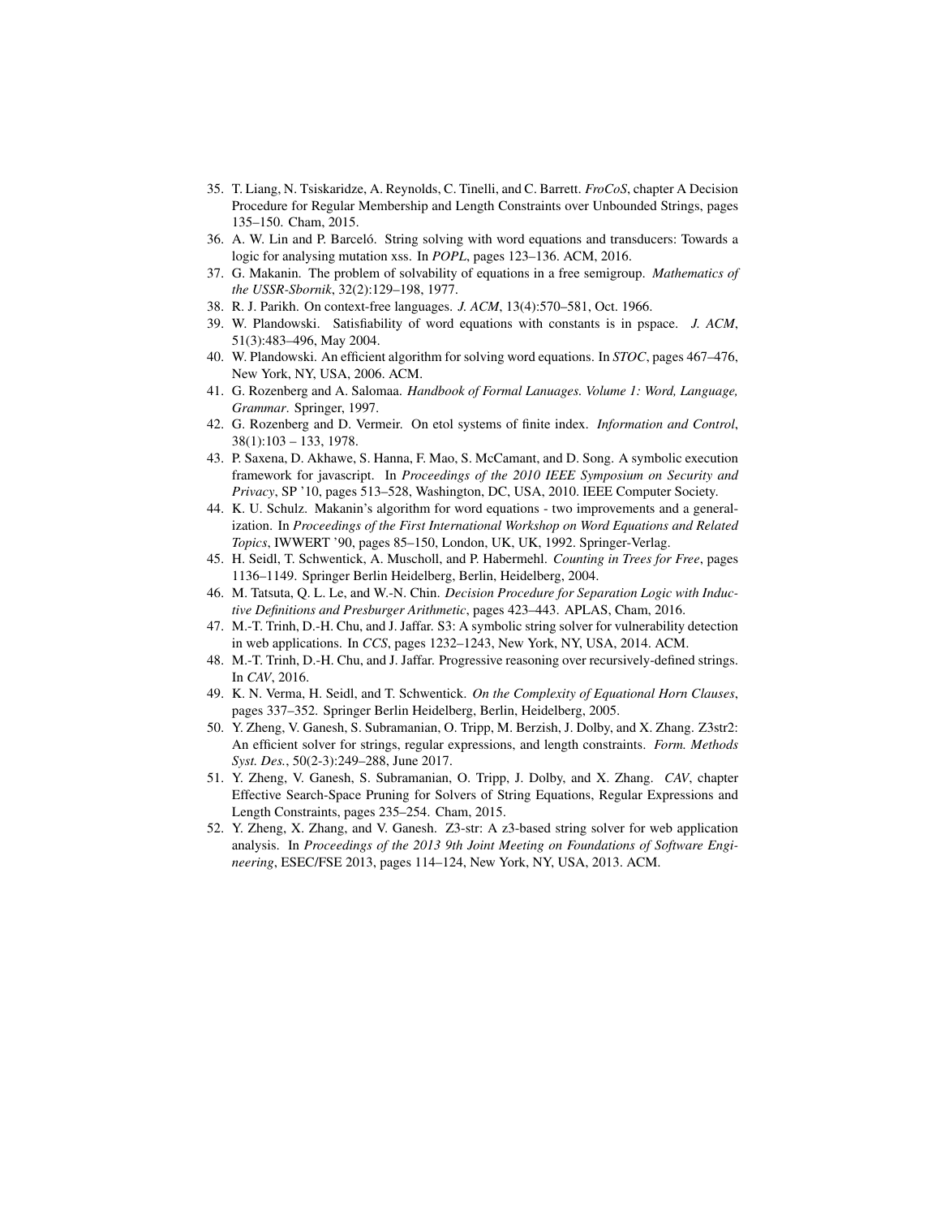35. T. Liang, N. Tsiskaridze, A. Reynolds, C. Tinelli, and C. Barrett. *FroCoS*, chapter A Decision Procedure for Regular Membership and Length Constraints over Unbounded Strings, pages 135–150. Cham, 2015.
36. A. W. Lin and P. Barceló. String solving with word equations and transducers: Towards a logic for analysing mutation xss. In *POPL*, pages 123–136. ACM, 2016.
37. G. Makanin. The problem of solvability of equations in a free semigroup. *Mathematics of the USSR-Sbornik*, 32(2):129–198, 1977.
38. R. J. Parikh. On context-free languages. *J. ACM*, 13(4):570–581, Oct. 1966.
39. W. Plandowski. Satisfiability of word equations with constants is in pspace. *J. ACM*, 51(3):483–496, May 2004.
40. W. Plandowski. An efficient algorithm for solving word equations. In *STOC*, pages 467–476, New York, NY, USA, 2006. ACM.
41. G. Rozenberg and A. Salomaa. *Handbook of Formal Lanuages. Volume 1: Word, Language, Grammar*. Springer, 1997.
42. G. Rozenberg and D. Vermeir. On etol systems of finite index. *Information and Control*, 38(1):103 – 133, 1978.
43. P. Saxena, D. Akhawe, S. Hanna, F. Mao, S. McCamant, and D. Song. A symbolic execution framework for javascript. In *Proceedings of the 2010 IEEE Symposium on Security and Privacy*, SP '10, pages 513–528, Washington, DC, USA, 2010. IEEE Computer Society.
44. K. U. Schulz. Makanin's algorithm for word equations - two improvements and a generalization. In *Proceedings of the First International Workshop on Word Equations and Related Topics*, IWWERT '90, pages 85–150, London, UK, UK, 1992. Springer-Verlag.
45. H. Seidl, T. Schwentick, A. Muscholl, and P. Habermehl. *Counting in Trees for Free*, pages 1136–1149. Springer Berlin Heidelberg, Berlin, Heidelberg, 2004.
46. M. Tatsuta, Q. L. Le, and W.-N. Chin. *Decision Procedure for Separation Logic with Inductive Definitions and Presburger Arithmetic*, pages 423–443. APLAS, Cham, 2016.
47. M.-T. Trinh, D.-H. Chu, and J. Jaffar. S3: A symbolic string solver for vulnerability detection in web applications. In *CCS*, pages 1232–1243, New York, NY, USA, 2014. ACM.
48. M.-T. Trinh, D.-H. Chu, and J. Jaffar. Progressive reasoning over recursively-defined strings. In *CAV*, 2016.
49. K. N. Verma, H. Seidl, and T. Schwentick. *On the Complexity of Equational Horn Clauses*, pages 337–352. Springer Berlin Heidelberg, Berlin, Heidelberg, 2005.
50. Y. Zheng, V. Ganesh, S. Subramanian, O. Tripp, M. Berzish, J. Dolby, and X. Zhang. Z3str2: An efficient solver for strings, regular expressions, and length constraints. *Form. Methods Syst. Des.*, 50(2-3):249–288, June 2017.
51. Y. Zheng, V. Ganesh, S. Subramanian, O. Tripp, J. Dolby, and X. Zhang. *CAV*, chapter Effective Search-Space Pruning for Solvers of String Equations, Regular Expressions and Length Constraints, pages 235–254. Cham, 2015.
52. Y. Zheng, X. Zhang, and V. Ganesh. Z3-str: A z3-based string solver for web application analysis. In *Proceedings of the 2013 9th Joint Meeting on Foundations of Software Engineering*, ESEC/FSE 2013, pages 114–124, New York, NY, USA, 2013. ACM.